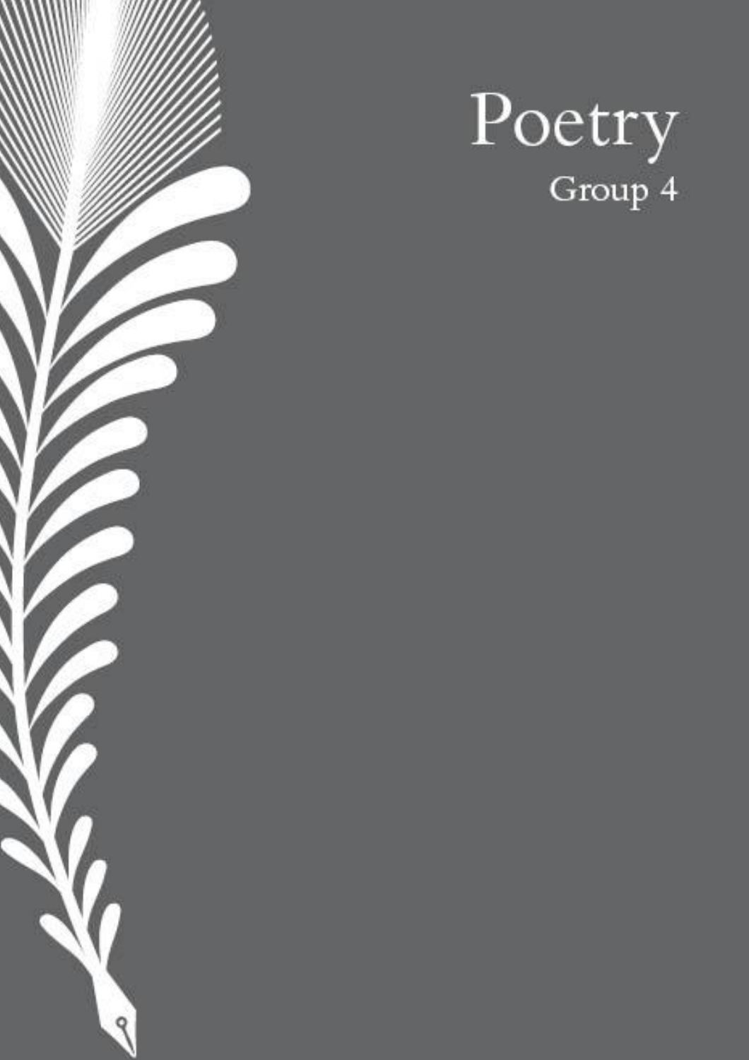# Poetry

## Group 4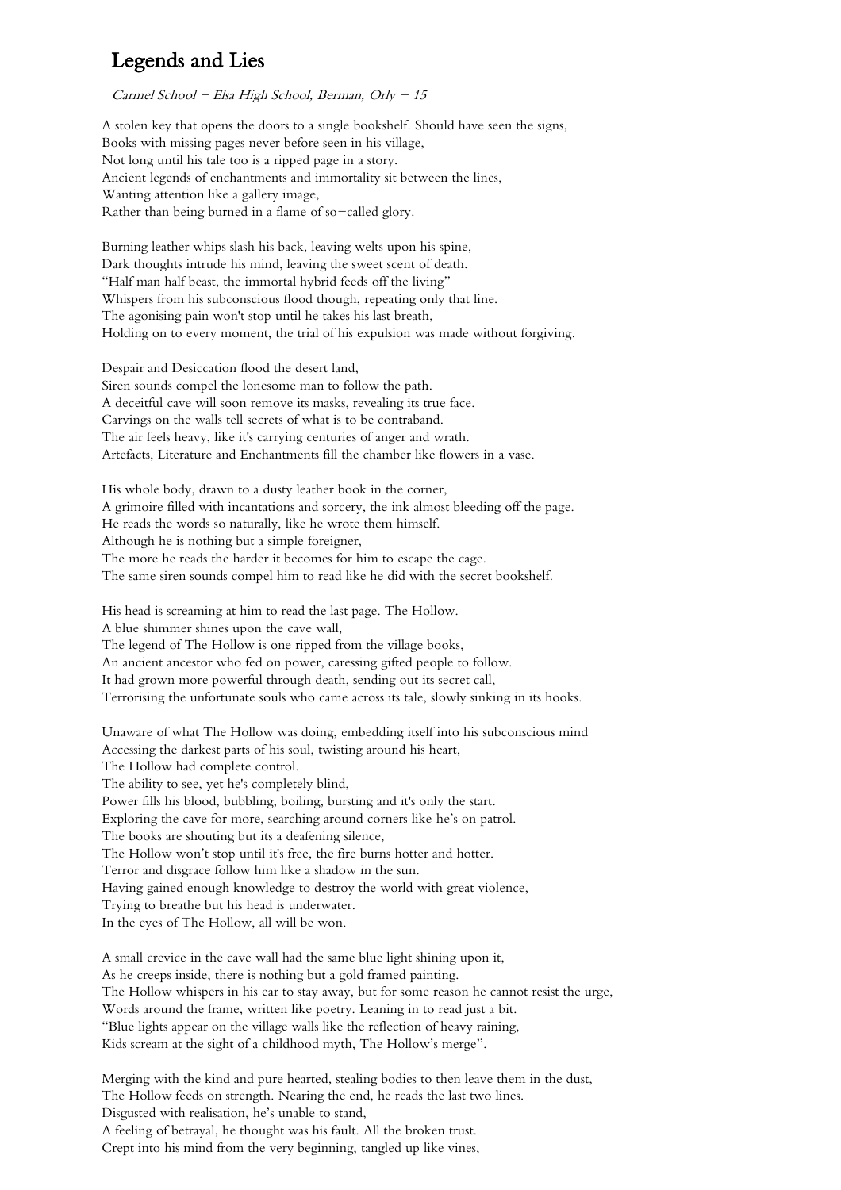# Legends and Lies

*Carmel School – Elsa High School, Berman, Orly – 15*

A stolen key that opens the doors to a single bookshelf. Should have seen the signs,
Books with missing pages never before seen in his village,
Not long until his tale too is a ripped page in a story.
Ancient legends of enchantments and immortality sit between the lines,
Wanting attention like a gallery image,
Rather than being burned in a flame of so–called glory.

Burning leather whips slash his back, leaving welts upon his spine,
Dark thoughts intrude his mind, leaving the sweet scent of death.
"Half man half beast, the immortal hybrid feeds off the living"
Whispers from his subconscious flood though, repeating only that line.
The agonising pain won't stop until he takes his last breath,
Holding on to every moment, the trial of his expulsion was made without forgiving.

Despair and Desiccation flood the desert land,
Siren sounds compel the lonesome man to follow the path.
A deceitful cave will soon remove its masks, revealing its true face.
Carvings on the walls tell secrets of what is to be contraband.
The air feels heavy, like it's carrying centuries of anger and wrath.
Artefacts, Literature and Enchantments fill the chamber like flowers in a vase.

His whole body, drawn to a dusty leather book in the corner,
A grimoire filled with incantations and sorcery, the ink almost bleeding off the page.
He reads the words so naturally, like he wrote them himself.
Although he is nothing but a simple foreigner,
The more he reads the harder it becomes for him to escape the cage.
The same siren sounds compel him to read like he did with the secret bookshelf.

His head is screaming at him to read the last page. The Hollow.
A blue shimmer shines upon the cave wall,
The legend of The Hollow is one ripped from the village books,
An ancient ancestor who fed on power, caressing gifted people to follow.
It had grown more powerful through death, sending out its secret call,
Terrorising the unfortunate souls who came across its tale, slowly sinking in its hooks.

Unaware of what The Hollow was doing, embedding itself into his subconscious mind
Accessing the darkest parts of his soul, twisting around his heart,
The Hollow had complete control.
The ability to see, yet he's completely blind,
Power fills his blood, bubbling, boiling, bursting and it's only the start.
Exploring the cave for more, searching around corners like he's on patrol.
The books are shouting but its a deafening silence,
The Hollow won't stop until it's free, the fire burns hotter and hotter.
Terror and disgrace follow him like a shadow in the sun.
Having gained enough knowledge to destroy the world with great violence,
Trying to breathe but his head is underwater.
In the eyes of The Hollow, all will be won.

A small crevice in the cave wall had the same blue light shining upon it,
As he creeps inside, there is nothing but a gold framed painting.
The Hollow whispers in his ear to stay away, but for some reason he cannot resist the urge,
Words around the frame, written like poetry. Leaning in to read just a bit.
"Blue lights appear on the village walls like the reflection of heavy raining,
Kids scream at the sight of a childhood myth, The Hollow's merge".

Merging with the kind and pure hearted, stealing bodies to then leave them in the dust,
The Hollow feeds on strength. Nearing the end, he reads the last two lines.
Disgusted with realisation, he's unable to stand,
A feeling of betrayal, he thought was his fault. All the broken trust.
Crept into his mind from the very beginning, tangled up like vines,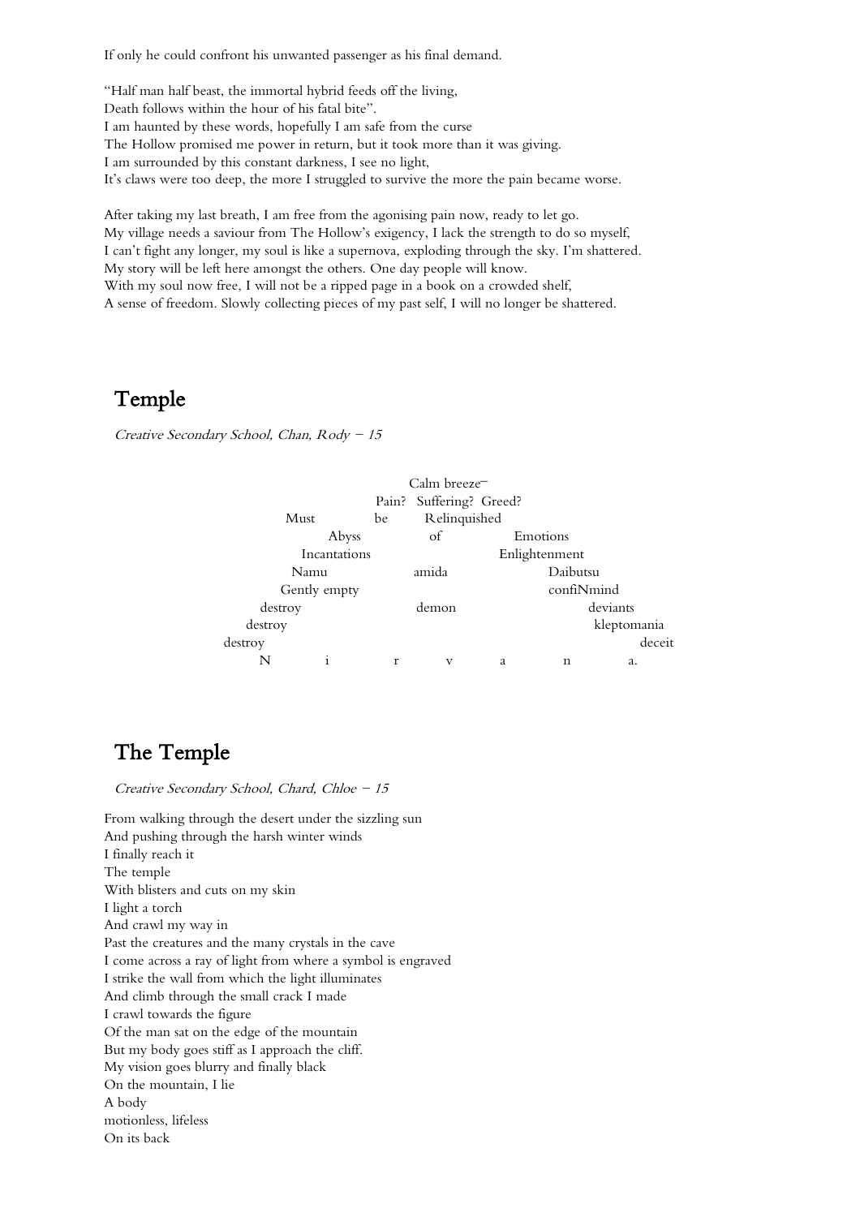If only he could confront his unwanted passenger as his final demand.

"Half man half beast, the immortal hybrid feeds off the living,  
Death follows within the hour of his fatal bite".  
I am haunted by these words, hopefully I am safe from the curse  
The Hollow promised me power in return, but it took more than it was giving.  
I am surrounded by this constant darkness, I see no light,  
It's claws were too deep, the more I struggled to survive the more the pain became worse.

After taking my last breath, I am free from the agonising pain now, ready to let go.  
My village needs a saviour from The Hollow's exigency, I lack the strength to do so myself,  
I can't fight any longer, my soul is like a supernova, exploding through the sky. I'm shattered.  
My story will be left here amongst the others. One day people will know.  
With my soul now free, I will not be a ripped page in a book on a crowded shelf,  
A sense of freedom. Slowly collecting pieces of my past self, I will no longer be shattered.

## Temple

*Creative Secondary School, Chan, Rody – 15*

```
                              Calm breeze–
                        Pain?  Suffering?  Greed?
          Must           be       Relinquished
                Abyss              of              Emotions
             Incantations                        Enlightenment
           Namu                  amida                    Daibutsu
         Gently empty                                     confiNmind
       destroy                   demon                          deviants
     destroy                                                     kleptomania
  destroy                                                              deceit
       N         i         r         v         a         n          a.
```

## The Temple

*Creative Secondary School, Chard, Chloe – 15*

From walking through the desert under the sizzling sun  
And pushing through the harsh winter winds  
I finally reach it  
The temple  
With blisters and cuts on my skin  
I light a torch  
And crawl my way in  
Past the creatures and the many crystals in the cave  
I come across a ray of light from where a symbol is engraved  
I strike the wall from which the light illuminates  
And climb through the small crack I made  
I crawl towards the figure  
Of the man sat on the edge of the mountain  
But my body goes stiff as I approach the cliff.  
My vision goes blurry and finally black  
On the mountain, I lie  
A body  
motionless, lifeless  
On its back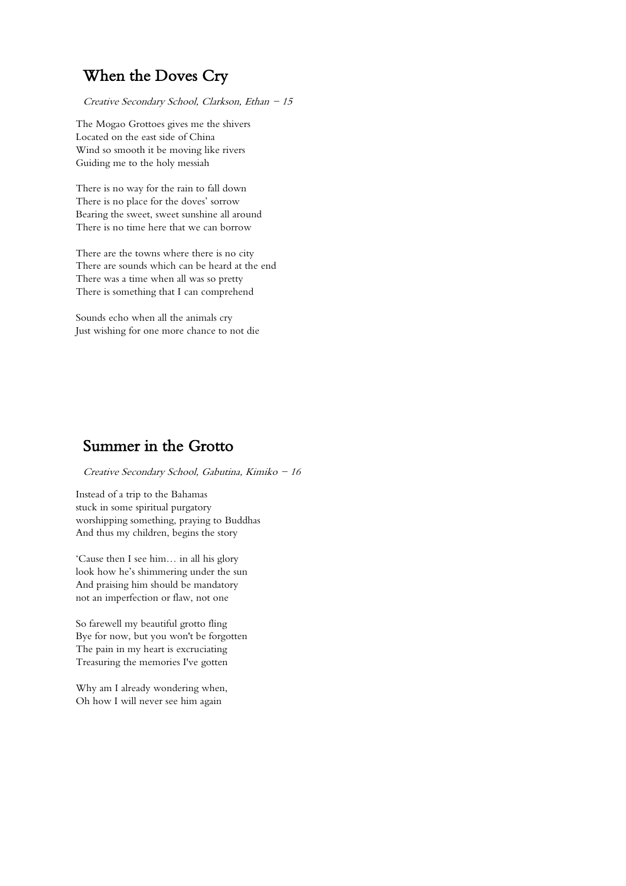## When the Doves Cry

*Creative Secondary School, Clarkson, Ethan – 15*

The Mogao Grottoes gives me the shivers
Located on the east side of China
Wind so smooth it be moving like rivers
Guiding me to the holy messiah

There is no way for the rain to fall down
There is no place for the doves' sorrow
Bearing the sweet, sweet sunshine all around
There is no time here that we can borrow

There are the towns where there is no city
There are sounds which can be heard at the end
There was a time when all was so pretty
There is something that I can comprehend

Sounds echo when all the animals cry
Just wishing for one more chance to not die

## Summer in the Grotto

*Creative Secondary School, Gabutina, Kimiko – 16*

Instead of a trip to the Bahamas
stuck in some spiritual purgatory
worshipping something, praying to Buddhas
And thus my children, begins the story

'Cause then I see him… in all his glory
look how he's shimmering under the sun
And praising him should be mandatory
not an imperfection or flaw, not one

So farewell my beautiful grotto fling
Bye for now, but you won't be forgotten
The pain in my heart is excruciating
Treasuring the memories I've gotten

Why am I already wondering when,
Oh how I will never see him again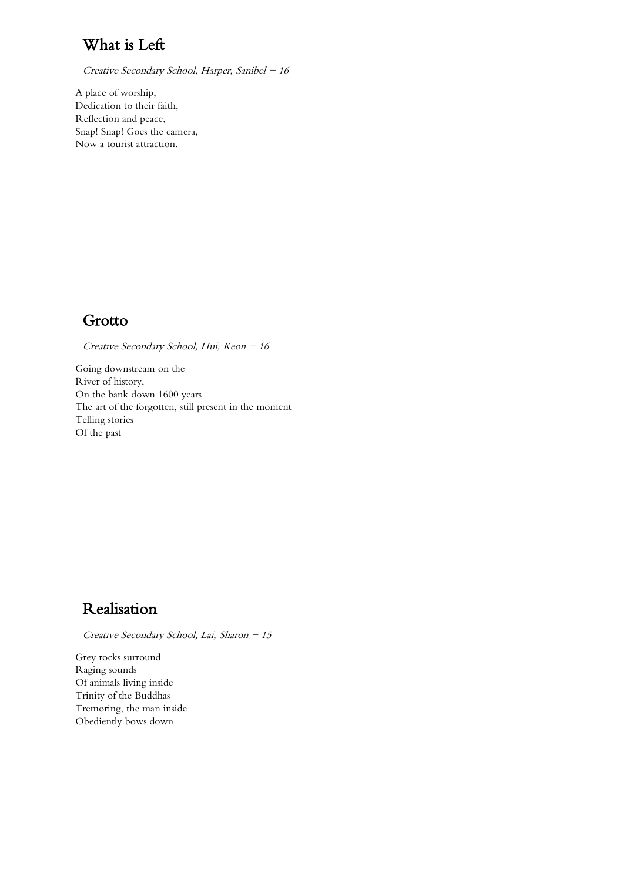## What is Left

*Creative Secondary School, Harper, Sanibel – 16*

A place of worship,
Dedication to their faith,
Reflection and peace,
Snap! Snap! Goes the camera,
Now a tourist attraction.

## Grotto

*Creative Secondary School, Hui, Keon – 16*

Going downstream on the
River of history,
On the bank down 1600 years
The art of the forgotten, still present in the moment
Telling stories
Of the past

## Realisation

*Creative Secondary School, Lai, Sharon – 15*

Grey rocks surround
Raging sounds
Of animals living inside
Trinity of the Buddhas
Tremoring, the man inside
Obediently bows down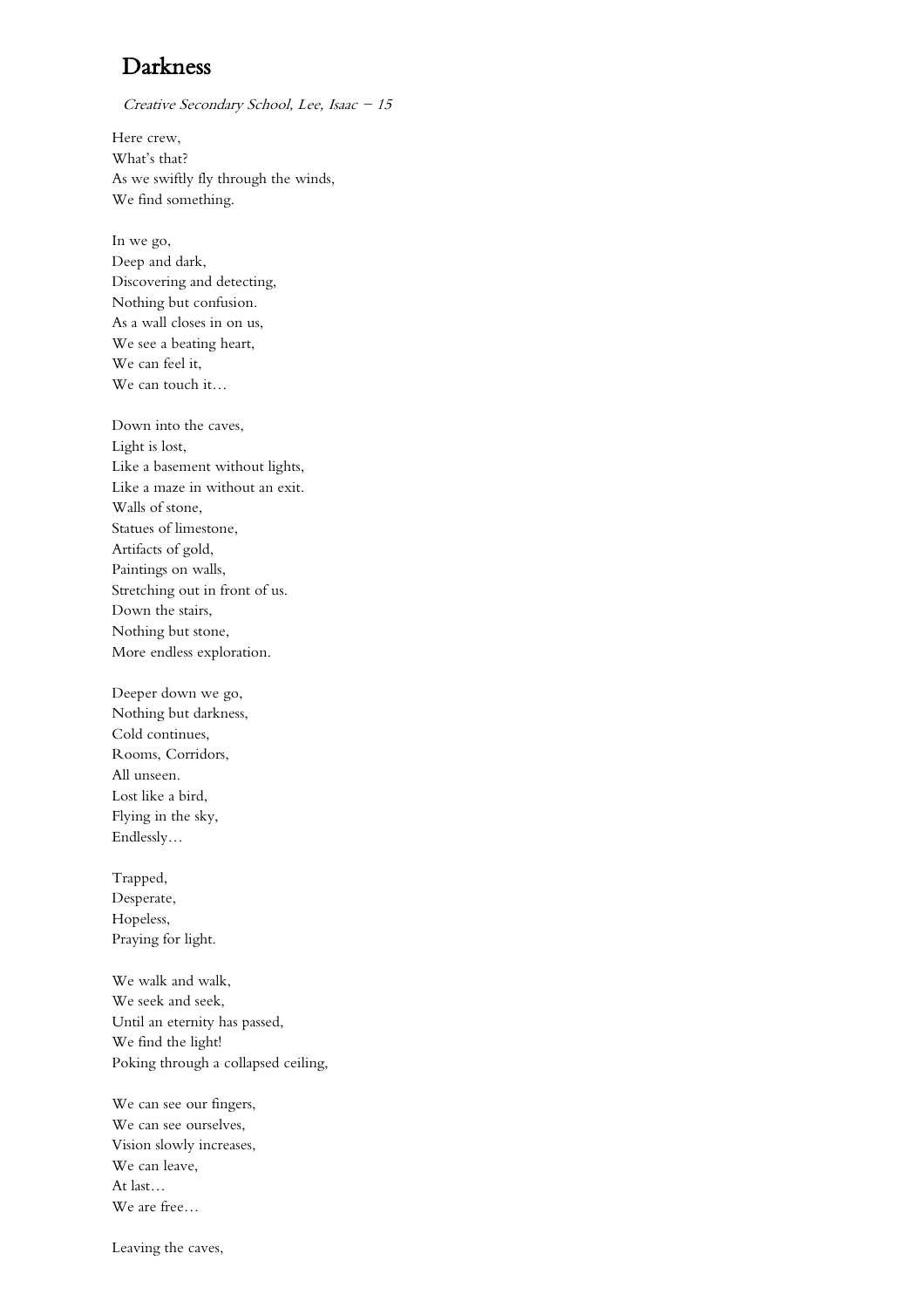# Darkness

*Creative Secondary School, Lee, Isaac – 15*

Here crew,  
What's that?  
As we swiftly fly through the winds,  
We find something.

In we go,  
Deep and dark,  
Discovering and detecting,  
Nothing but confusion.  
As a wall closes in on us,  
We see a beating heart,  
We can feel it,  
We can touch it…

Down into the caves,  
Light is lost,  
Like a basement without lights,  
Like a maze in without an exit.  
Walls of stone,  
Statues of limestone,  
Artifacts of gold,  
Paintings on walls,  
Stretching out in front of us.  
Down the stairs,  
Nothing but stone,  
More endless exploration.

Deeper down we go,  
Nothing but darkness,  
Cold continues,  
Rooms, Corridors,  
All unseen.  
Lost like a bird,  
Flying in the sky,  
Endlessly…

Trapped,  
Desperate,  
Hopeless,  
Praying for light.

We walk and walk,  
We seek and seek,  
Until an eternity has passed,  
We find the light!  
Poking through a collapsed ceiling,

We can see our fingers,  
We can see ourselves,  
Vision slowly increases,  
We can leave,  
At last…  
We are free…

Leaving the caves,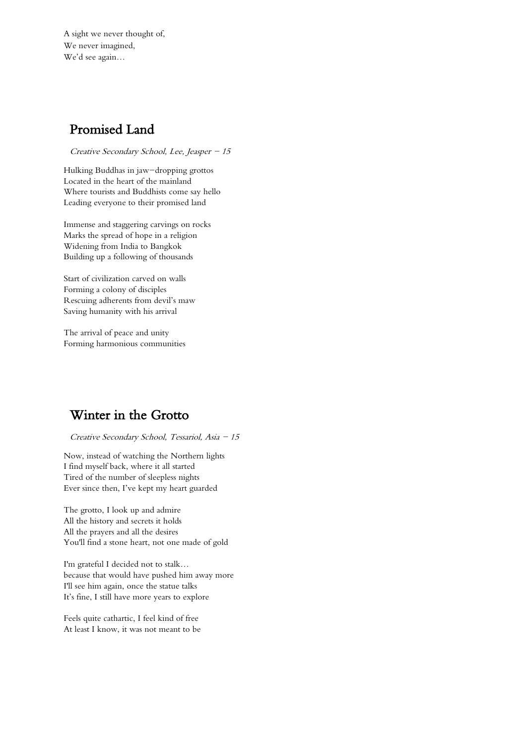A sight we never thought of,
We never imagined,
We'd see again…

## Promised Land

*Creative Secondary School, Lee, Jeasper – 15*

Hulking Buddhas in jaw–dropping grottos
Located in the heart of the mainland
Where tourists and Buddhists come say hello
Leading everyone to their promised land

Immense and staggering carvings on rocks
Marks the spread of hope in a religion
Widening from India to Bangkok
Building up a following of thousands

Start of civilization carved on walls
Forming a colony of disciples
Rescuing adherents from devil's maw
Saving humanity with his arrival

The arrival of peace and unity
Forming harmonious communities

## Winter in the Grotto

*Creative Secondary School, Tessariol, Asia – 15*

Now, instead of watching the Northern lights
I find myself back, where it all started
Tired of the number of sleepless nights
Ever since then, I've kept my heart guarded

The grotto, I look up and admire
All the history and secrets it holds
All the prayers and all the desires
You'll find a stone heart, not one made of gold

I'm grateful I decided not to stalk…
because that would have pushed him away more
I'll see him again, once the statue talks
It's fine, I still have more years to explore

Feels quite cathartic, I feel kind of free
At least I know, it was not meant to be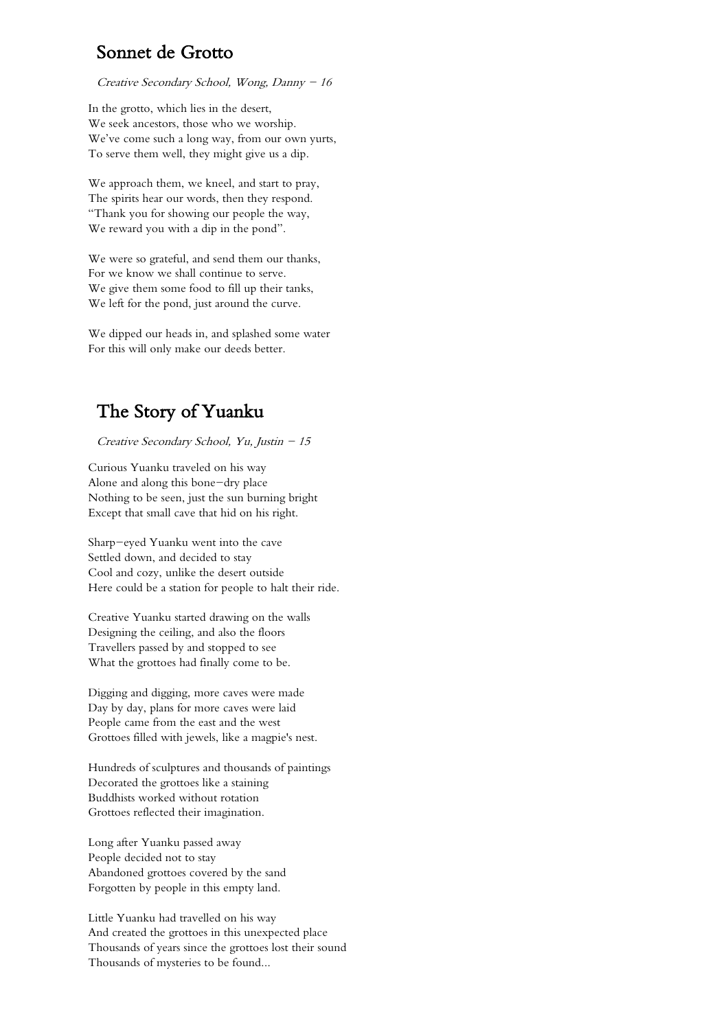## Sonnet de Grotto

*Creative Secondary School, Wong, Danny – 16*

In the grotto, which lies in the desert,
We seek ancestors, those who we worship.
We've come such a long way, from our own yurts,
To serve them well, they might give us a dip.

We approach them, we kneel, and start to pray,
The spirits hear our words, then they respond.
"Thank you for showing our people the way,
We reward you with a dip in the pond".

We were so grateful, and send them our thanks,
For we know we shall continue to serve.
We give them some food to fill up their tanks,
We left for the pond, just around the curve.

We dipped our heads in, and splashed some water
For this will only make our deeds better.

## The Story of Yuanku

*Creative Secondary School, Yu, Justin – 15*

Curious Yuanku traveled on his way
Alone and along this bone–dry place
Nothing to be seen, just the sun burning bright
Except that small cave that hid on his right.

Sharp–eyed Yuanku went into the cave
Settled down, and decided to stay
Cool and cozy, unlike the desert outside
Here could be a station for people to halt their ride.

Creative Yuanku started drawing on the walls
Designing the ceiling, and also the floors
Travellers passed by and stopped to see
What the grottoes had finally come to be.

Digging and digging, more caves were made
Day by day, plans for more caves were laid
People came from the east and the west
Grottoes filled with jewels, like a magpie's nest.

Hundreds of sculptures and thousands of paintings
Decorated the grottoes like a staining
Buddhists worked without rotation
Grottoes reflected their imagination.

Long after Yuanku passed away
People decided not to stay
Abandoned grottoes covered by the sand
Forgotten by people in this empty land.

Little Yuanku had travelled on his way
And created the grottoes in this unexpected place
Thousands of years since the grottoes lost their sound
Thousands of mysteries to be found...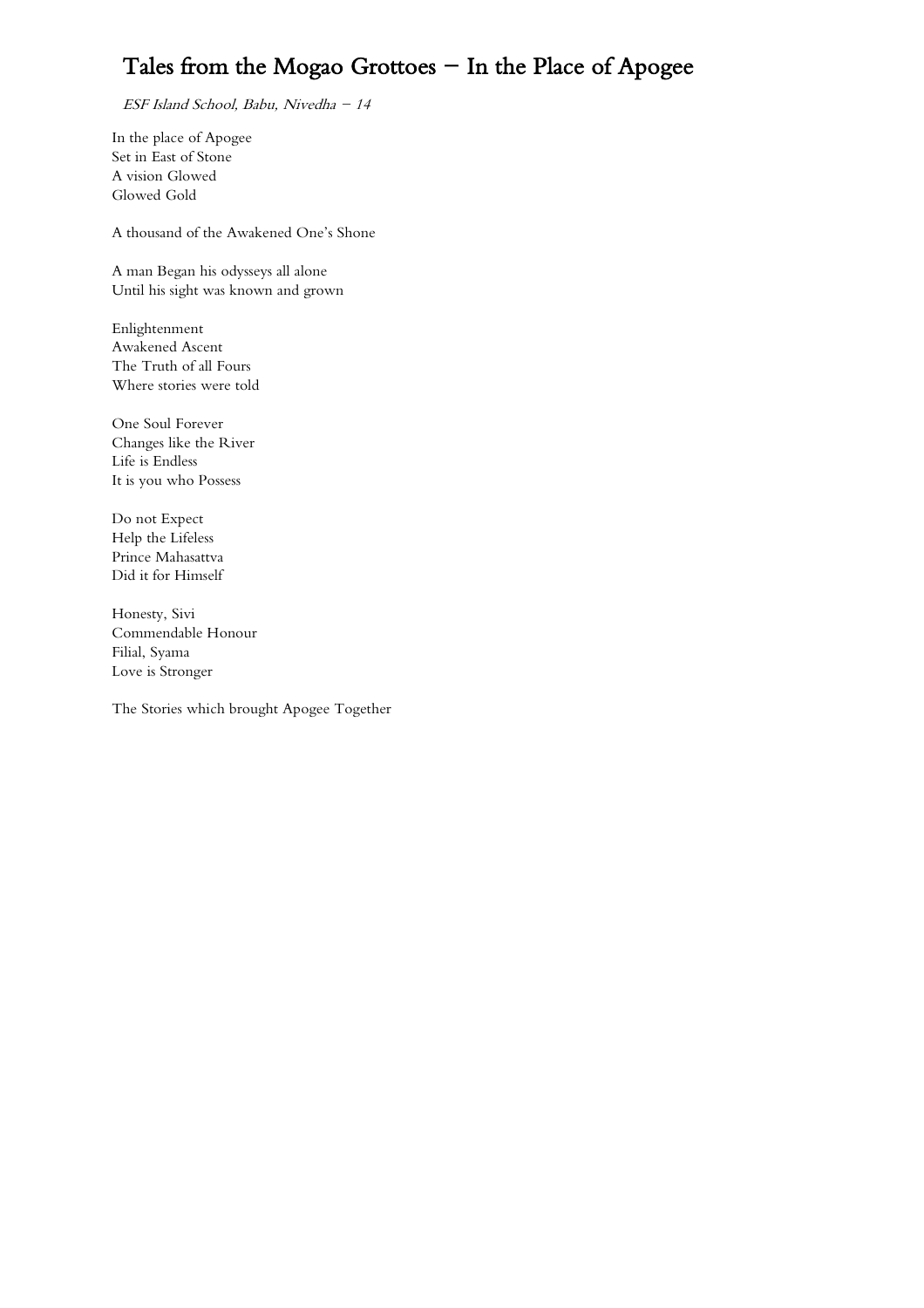# Tales from the Mogao Grottoes – In the Place of Apogee

*ESF Island School, Babu, Nivedha – 14*

In the place of Apogee
Set in East of Stone
A vision Glowed
Glowed Gold

A thousand of the Awakened One's Shone

A man Began his odysseys all alone
Until his sight was known and grown

Enlightenment
Awakened Ascent
The Truth of all Fours
Where stories were told

One Soul Forever
Changes like the River
Life is Endless
It is you who Possess

Do not Expect
Help the Lifeless
Prince Mahasattva
Did it for Himself

Honesty, Sivi
Commendable Honour
Filial, Syama
Love is Stronger

The Stories which brought Apogee Together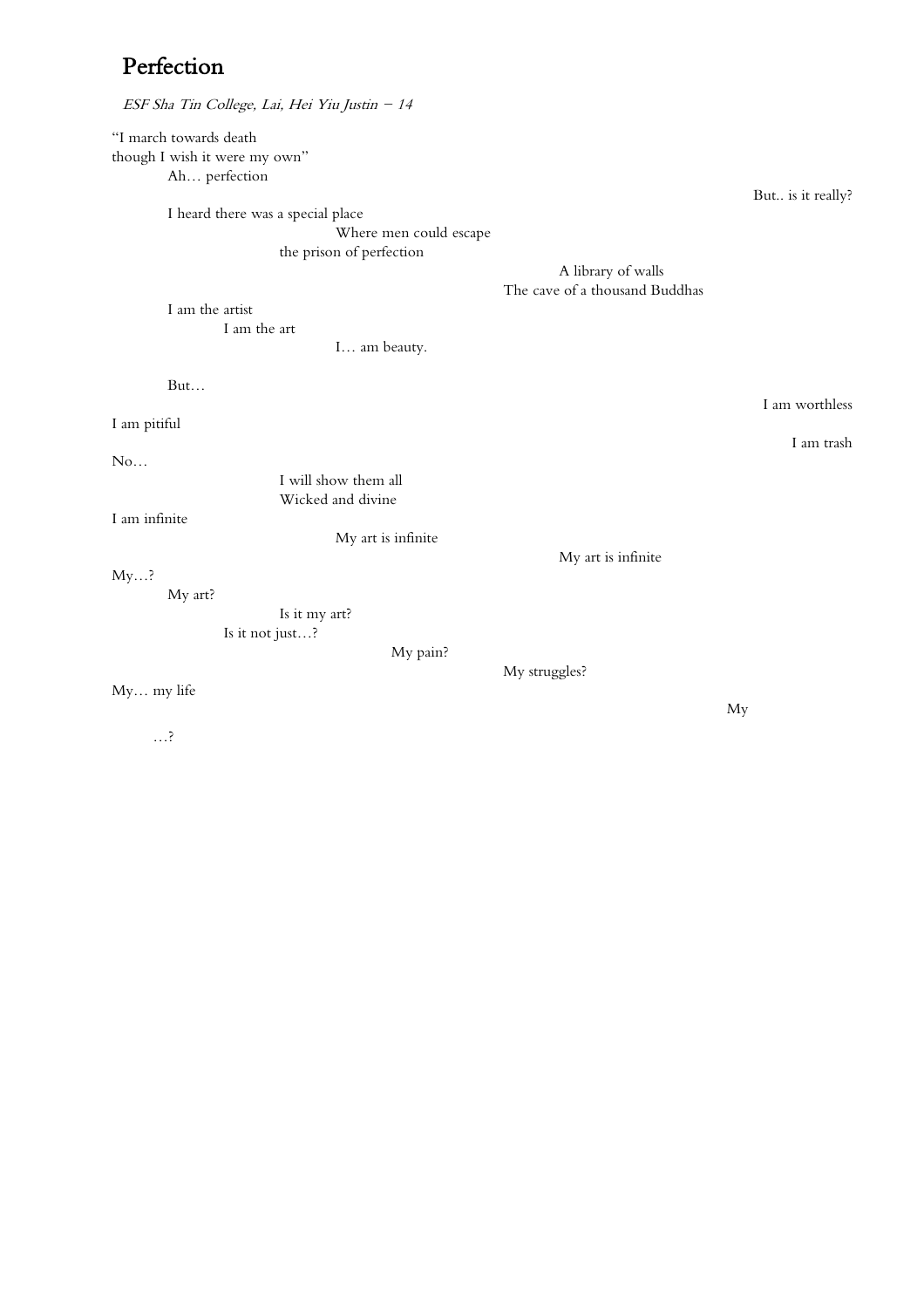# Perfection

*ESF Sha Tin College, Lai, Hei Yiu Justin – 14*

"I march towards death
though I wish it were my own"
Ah… perfection
But.. is it really?
I heard there was a special place
Where men could escape
the prison of perfection
A library of walls
The cave of a thousand Buddhas
I am the artist
I am the art
I… am beauty.

But…
I am worthless
I am pitiful
I am trash
No…
I will show them all
Wicked and divine
I am infinite
My art is infinite
My art is infinite
My…?
My art?
Is it my art?
Is it not just…?
My pain?
My struggles?
My… my life
My

…?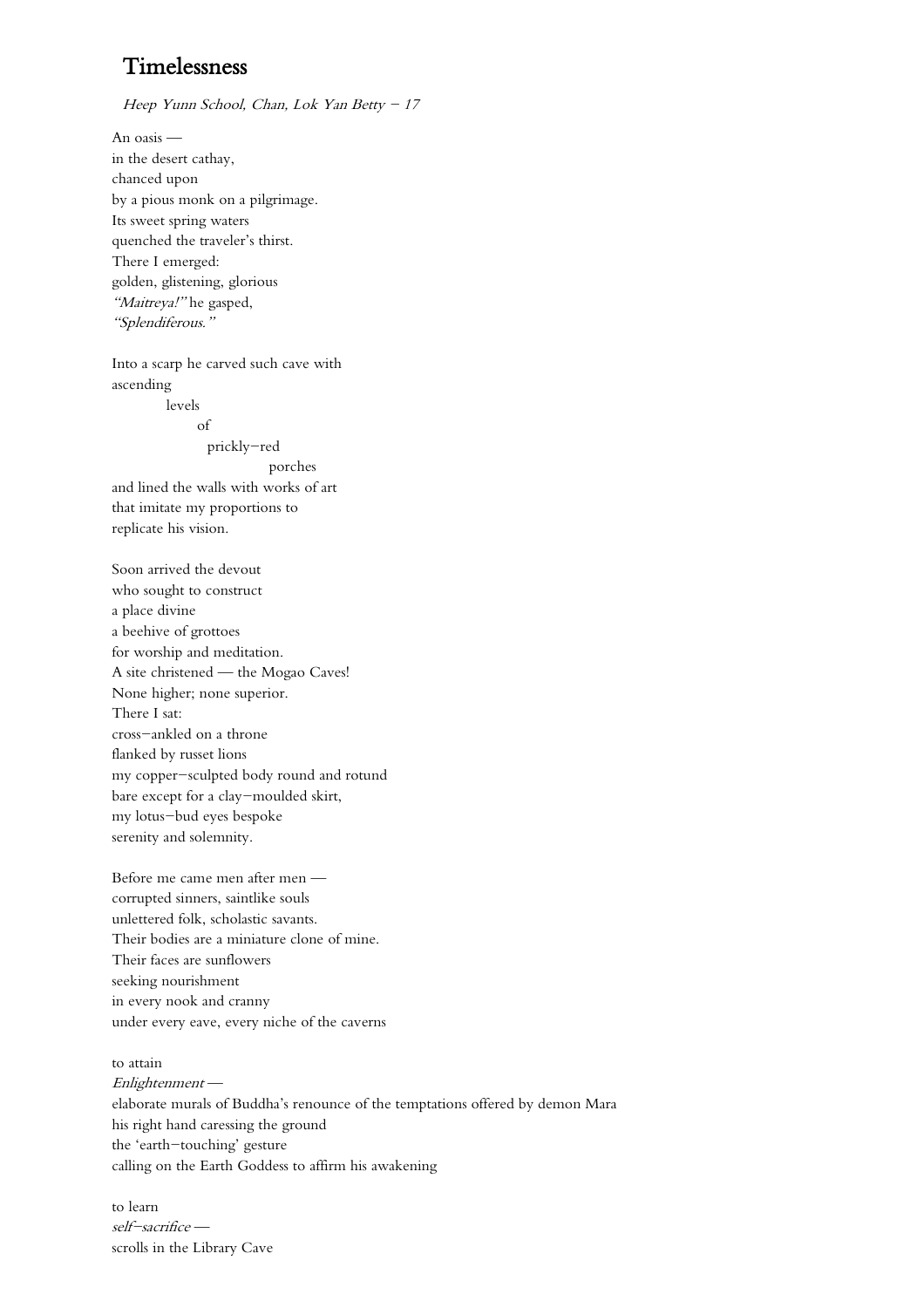# Timelessness

*Heep Yunn School, Chan, Lok Yan Betty – 17*

An oasis —  
in the desert cathay,  
chanced upon  
by a pious monk on a pilgrimage.  
Its sweet spring waters  
quenched the traveler's thirst.  
There I emerged:  
golden, glistening, glorious  
*"Maitreya!"* he gasped,  
*"Splendiferous."*

Into a scarp he carved such cave with  
ascending  
&nbsp;&nbsp;&nbsp;&nbsp;&nbsp;&nbsp;&nbsp;&nbsp;&nbsp;&nbsp;&nbsp;&nbsp;levels  
&nbsp;&nbsp;&nbsp;&nbsp;&nbsp;&nbsp;&nbsp;&nbsp;&nbsp;&nbsp;&nbsp;&nbsp;&nbsp;&nbsp;&nbsp;&nbsp;&nbsp;&nbsp;of  
&nbsp;&nbsp;&nbsp;&nbsp;&nbsp;&nbsp;&nbsp;&nbsp;&nbsp;&nbsp;&nbsp;&nbsp;&nbsp;&nbsp;&nbsp;&nbsp;&nbsp;&nbsp;&nbsp;&nbsp;&nbsp;&nbsp;prickly–red  
&nbsp;&nbsp;&nbsp;&nbsp;&nbsp;&nbsp;&nbsp;&nbsp;&nbsp;&nbsp;&nbsp;&nbsp;&nbsp;&nbsp;&nbsp;&nbsp;&nbsp;&nbsp;&nbsp;&nbsp;&nbsp;&nbsp;&nbsp;&nbsp;&nbsp;&nbsp;&nbsp;&nbsp;&nbsp;&nbsp;&nbsp;&nbsp;&nbsp;&nbsp;&nbsp;&nbsp;porches  
and lined the walls with works of art  
that imitate my proportions to  
replicate his vision.

Soon arrived the devout  
who sought to construct  
a place divine  
a beehive of grottoes  
for worship and meditation.  
A site christened — the Mogao Caves!  
None higher; none superior.  
There I sat:  
cross–ankled on a throne  
flanked by russet lions  
my copper–sculpted body round and rotund  
bare except for a clay–moulded skirt,  
my lotus–bud eyes bespoke  
serenity and solemnity.

Before me came men after men —  
corrupted sinners, saintlike souls  
unlettered folk, scholastic savants.  
Their bodies are a miniature clone of mine.  
Their faces are sunflowers  
seeking nourishment  
in every nook and cranny  
under every eave, every niche of the caverns

to attain  
*Enlightenment* —  
elaborate murals of Buddha's renounce of the temptations offered by demon Mara  
his right hand caressing the ground  
the 'earth–touching' gesture  
calling on the Earth Goddess to affirm his awakening

to learn  
*self–sacrifice* —  
scrolls in the Library Cave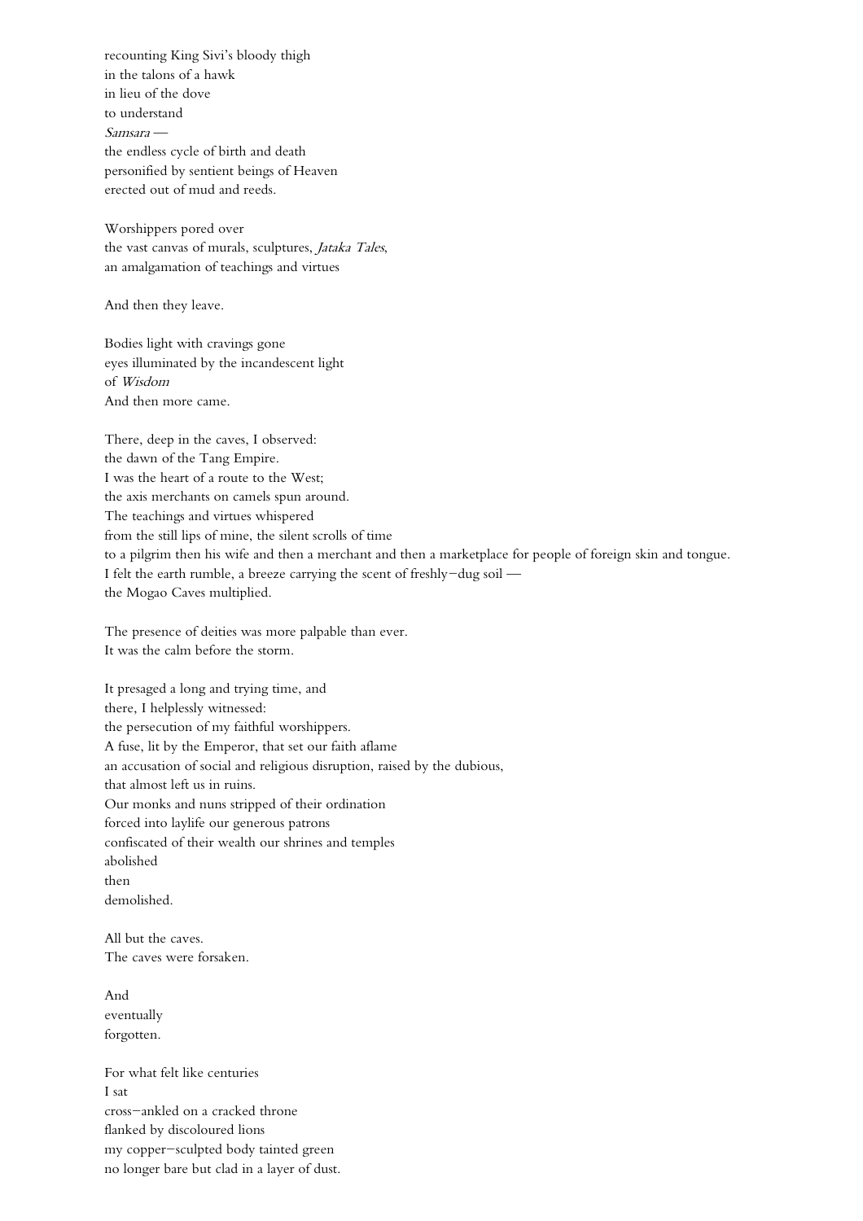recounting King Sivi's bloody thigh
in the talons of a hawk
in lieu of the dove
to understand
*Samsara* —
the endless cycle of birth and death
personified by sentient beings of Heaven
erected out of mud and reeds.

Worshippers pored over
the vast canvas of murals, sculptures, *Jataka Tales*,
an amalgamation of teachings and virtues

And then they leave.

Bodies light with cravings gone
eyes illuminated by the incandescent light
of *Wisdom*
And then more came.

There, deep in the caves, I observed:
the dawn of the Tang Empire.
I was the heart of a route to the West;
the axis merchants on camels spun around.
The teachings and virtues whispered
from the still lips of mine, the silent scrolls of time
to a pilgrim then his wife and then a merchant and then a marketplace for people of foreign skin and tongue.
I felt the earth rumble, a breeze carrying the scent of freshly−dug soil —
the Mogao Caves multiplied.

The presence of deities was more palpable than ever.
It was the calm before the storm.

It presaged a long and trying time, and
there, I helplessly witnessed:
the persecution of my faithful worshippers.
A fuse, lit by the Emperor, that set our faith aflame
an accusation of social and religious disruption, raised by the dubious,
that almost left us in ruins.
Our monks and nuns stripped of their ordination
forced into laylife our generous patrons
confiscated of their wealth our shrines and temples
abolished
then
demolished.

All but the caves.
The caves were forsaken.

And
eventually
forgotten.

For what felt like centuries
I sat
cross−ankled on a cracked throne
flanked by discoloured lions
my copper−sculpted body tainted green
no longer bare but clad in a layer of dust.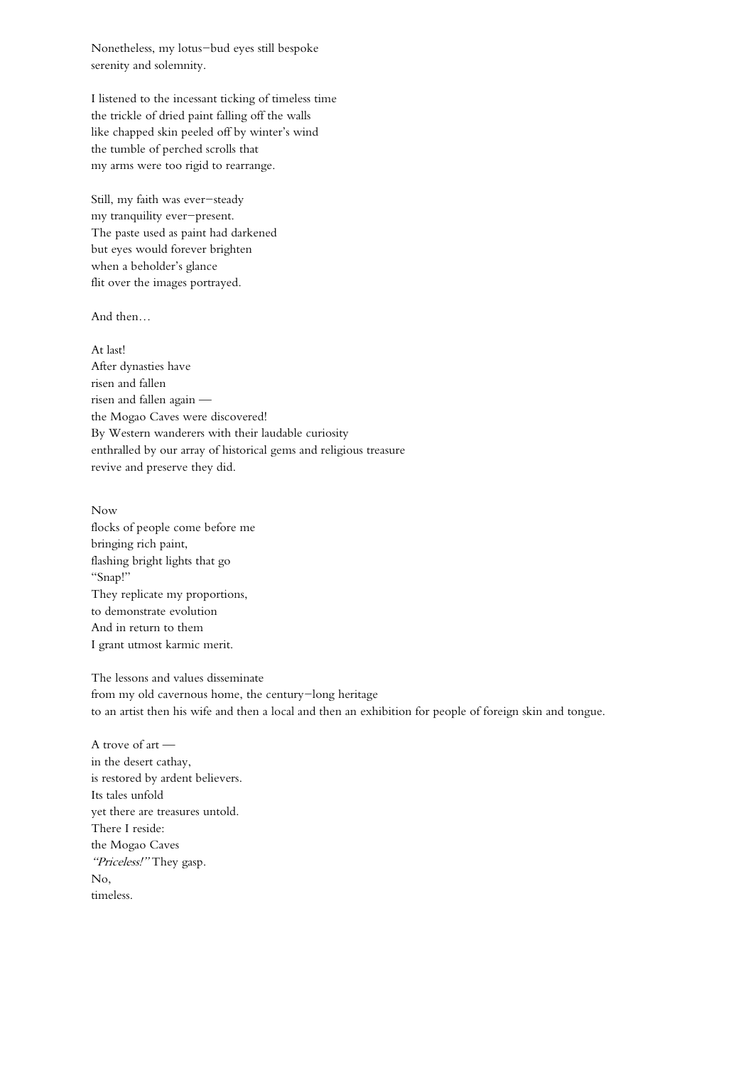Nonetheless, my lotus–bud eyes still bespoke
serenity and solemnity.

I listened to the incessant ticking of timeless time
the trickle of dried paint falling off the walls
like chapped skin peeled off by winter's wind
the tumble of perched scrolls that
my arms were too rigid to rearrange.

Still, my faith was ever–steady
my tranquility ever–present.
The paste used as paint had darkened
but eyes would forever brighten
when a beholder's glance
flit over the images portrayed.

And then…

At last!
After dynasties have
risen and fallen
risen and fallen again —
the Mogao Caves were discovered!
By Western wanderers with their laudable curiosity
enthralled by our array of historical gems and religious treasure
revive and preserve they did.

Now
flocks of people come before me
bringing rich paint,
flashing bright lights that go
"Snap!"
They replicate my proportions,
to demonstrate evolution
And in return to them
I grant utmost karmic merit.

The lessons and values disseminate
from my old cavernous home, the century–long heritage
to an artist then his wife and then a local and then an exhibition for people of foreign skin and tongue.

A trove of art —
in the desert cathay,
is restored by ardent believers.
Its tales unfold
yet there are treasures untold.
There I reside:
the Mogao Caves
*"Priceless!"* They gasp.
No,
timeless.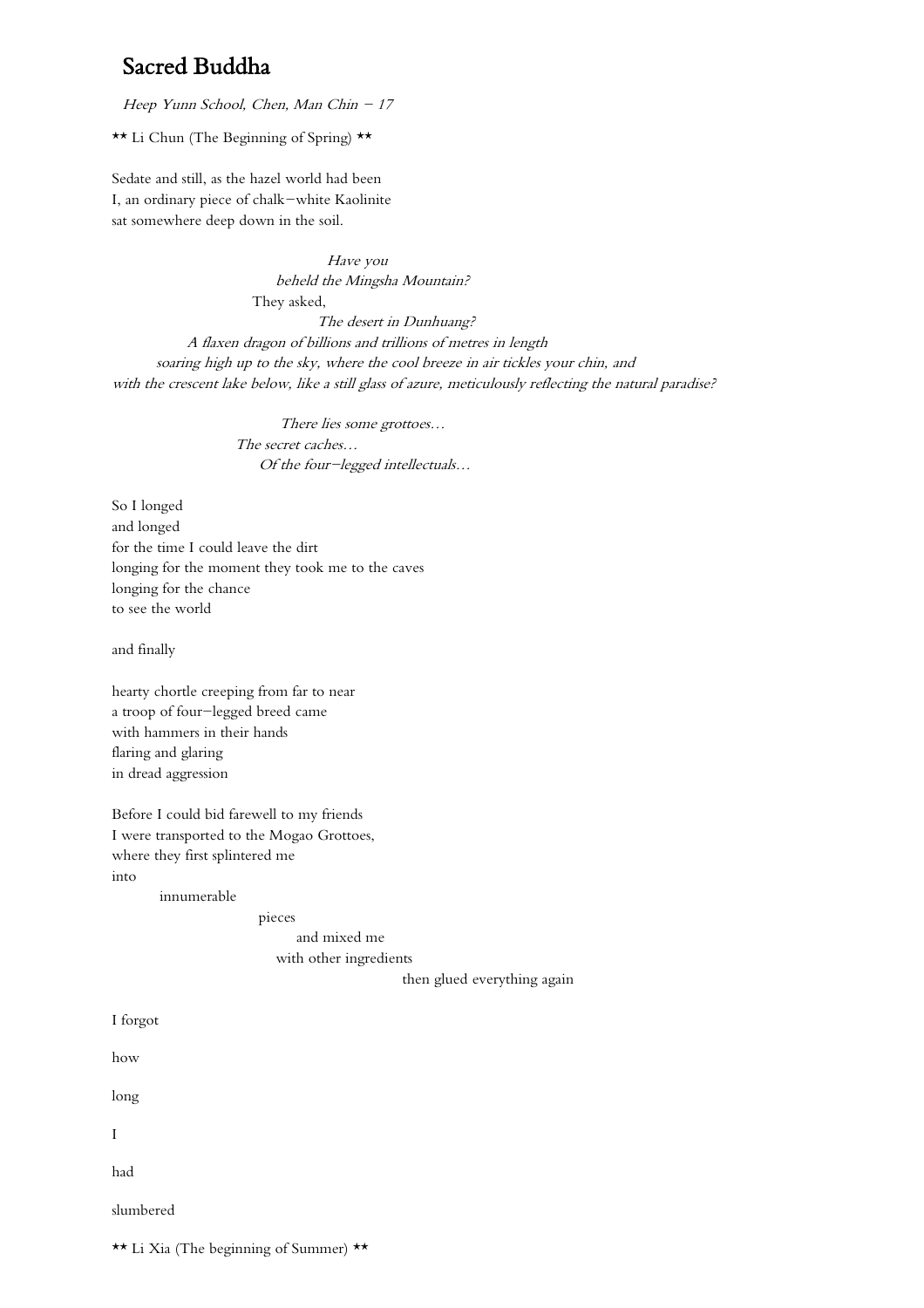## Sacred Buddha

*Heep Yunn School, Chen, Man Chin – 17*

** Li Chun (The Beginning of Spring) **

Sedate and still, as the hazel world had been
I, an ordinary piece of chalk–white Kaolinite
sat somewhere deep down in the soil.

*Have you*
*beheld the Mingsha Mountain?*
They asked,
*The desert in Dunhuang?*
*A flaxen dragon of billions and trillions of metres in length*
*soaring high up to the sky, where the cool breeze in air tickles your chin, and*
*with the crescent lake below, like a still glass of azure, meticulously reflecting the natural paradise?*

*There lies some grottoes…*
*The secret caches…*
*Of the four–legged intellectuals…*

So I longed
and longed
for the time I could leave the dirt
longing for the moment they took me to the caves
longing for the chance
to see the world

and finally

hearty chortle creeping from far to near
a troop of four–legged breed came
with hammers in their hands
flaring and glaring
in dread aggression

Before I could bid farewell to my friends
I were transported to the Mogao Grottoes,
where they first splintered me
into
innumerable
pieces
and mixed me
with other ingredients
then glued everything again

I forgot

how

long

I

had

slumbered

** Li Xia (The beginning of Summer) **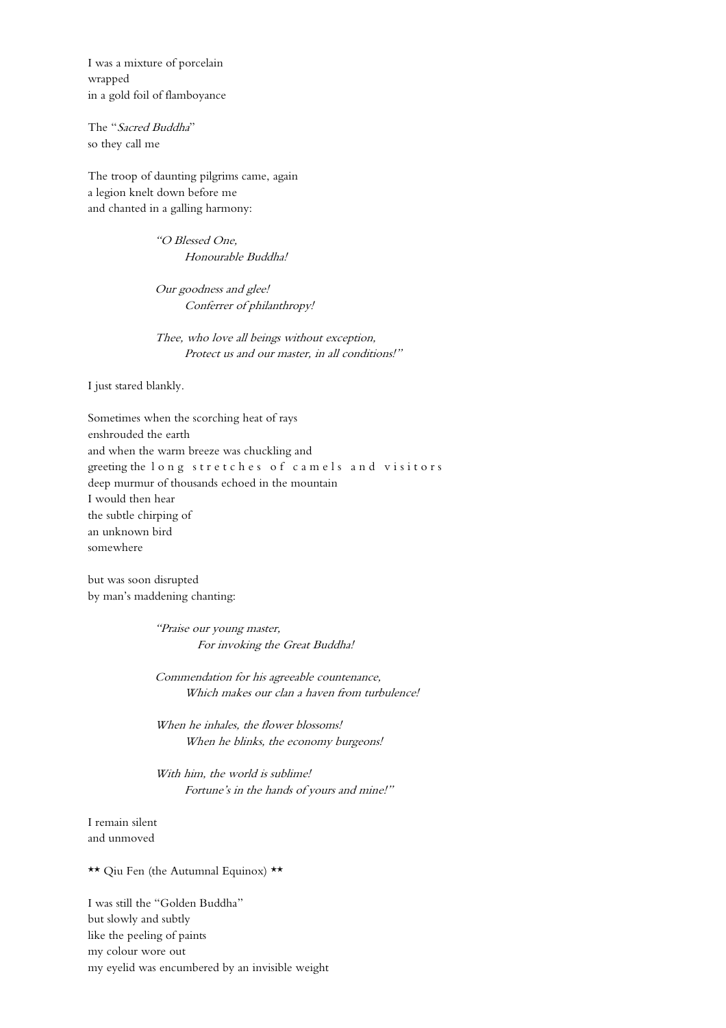I was a mixture of porcelain
wrapped
in a gold foil of flamboyance

The "*Sacred Buddha*"
so they call me

The troop of daunting pilgrims came, again
a legion knelt down before me
and chanted in a galling harmony:

> *"O Blessed One,*
> *Honourable Buddha!*
>
> *Our goodness and glee!*
> *Conferrer of philanthropy!*
>
> *Thee, who love all beings without exception,*
> *Protect us and our master, in all conditions!"*

I just stared blankly.

Sometimes when the scorching heat of rays
enshrouded the earth
and when the warm breeze was chuckling and
greeting the l o n g s t r e t c h e s o f c a m e l s a n d v i s i t o r s
deep murmur of thousands echoed in the mountain
I would then hear
the subtle chirping of
an unknown bird
somewhere

but was soon disrupted
by man's maddening chanting:

> *"Praise our young master,*
> *For invoking the Great Buddha!*
>
> *Commendation for his agreeable countenance,*
> *Which makes our clan a haven from turbulence!*
>
> *When he inhales, the flower blossoms!*
> *When he blinks, the economy burgeons!*
>
> *With him, the world is sublime!*
> *Fortune's in the hands of yours and mine!"*

I remain silent
and unmoved

\*\* Qiu Fen (the Autumnal Equinox) \*\*

I was still the "Golden Buddha"
but slowly and subtly
like the peeling of paints
my colour wore out
my eyelid was encumbered by an invisible weight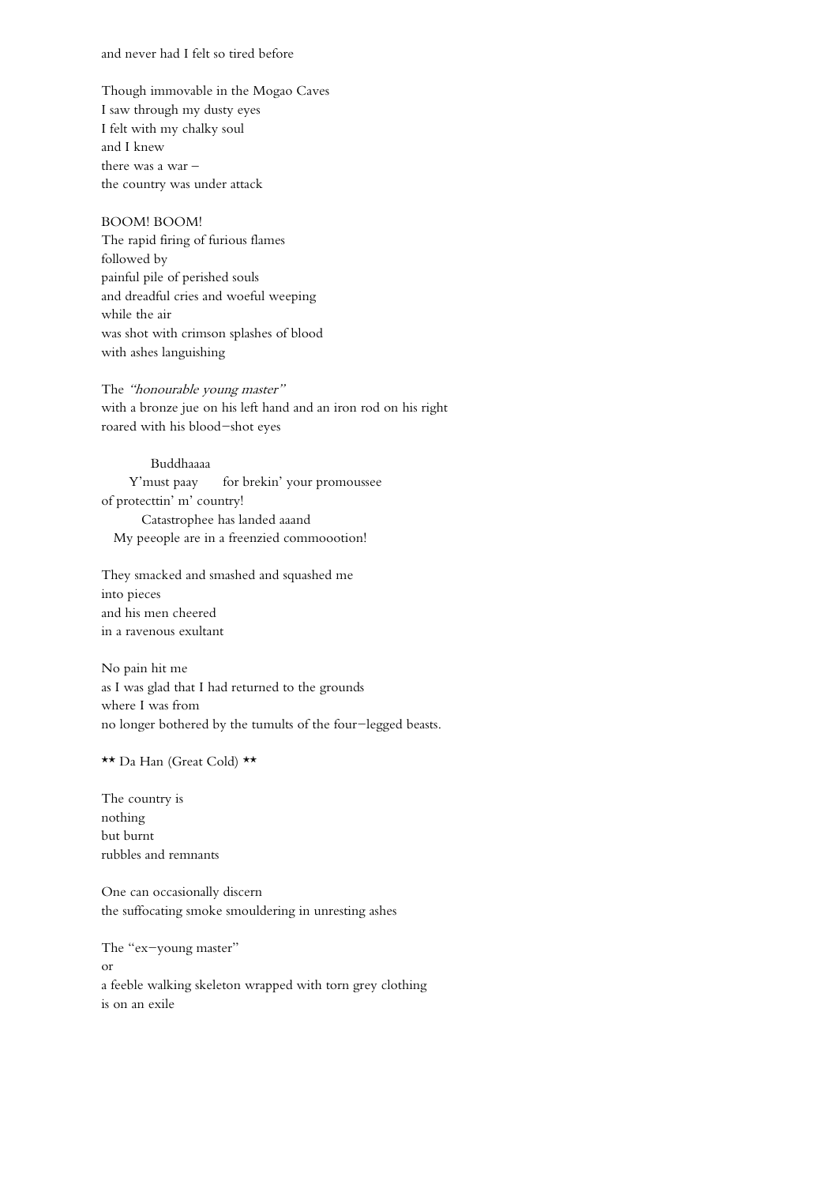and never had I felt so tired before

Though immovable in the Mogao Caves  
I saw through my dusty eyes  
I felt with my chalky soul  
and I knew  
there was a war –  
the country was under attack

BOOM! BOOM!  
The rapid firing of furious flames  
followed by  
painful pile of perished souls  
and dreadful cries and woeful weeping  
while the air  
was shot with crimson splashes of blood  
with ashes languishing

The *"honourable young master"*  
with a bronze jue on his left hand and an iron rod on his right  
roared with his blood–shot eyes

            Buddhaaaa  
      Y'must paay      for brekin' your promoussee  
of protecttin' m' country!  
         Catastrophee has landed aaand  
   My peeople are in a freenzied commoootion!

They smacked and smashed and squashed me  
into pieces  
and his men cheered  
in a ravenous exultant

No pain hit me  
as I was glad that I had returned to the grounds  
where I was from  
no longer bothered by the tumults of the four–legged beasts.

\*\* Da Han (Great Cold) \*\*

The country is  
nothing  
but burnt  
rubbles and remnants

One can occasionally discern  
the suffocating smoke smouldering in unresting ashes

The "ex–young master"  
or  
a feeble walking skeleton wrapped with torn grey clothing  
is on an exile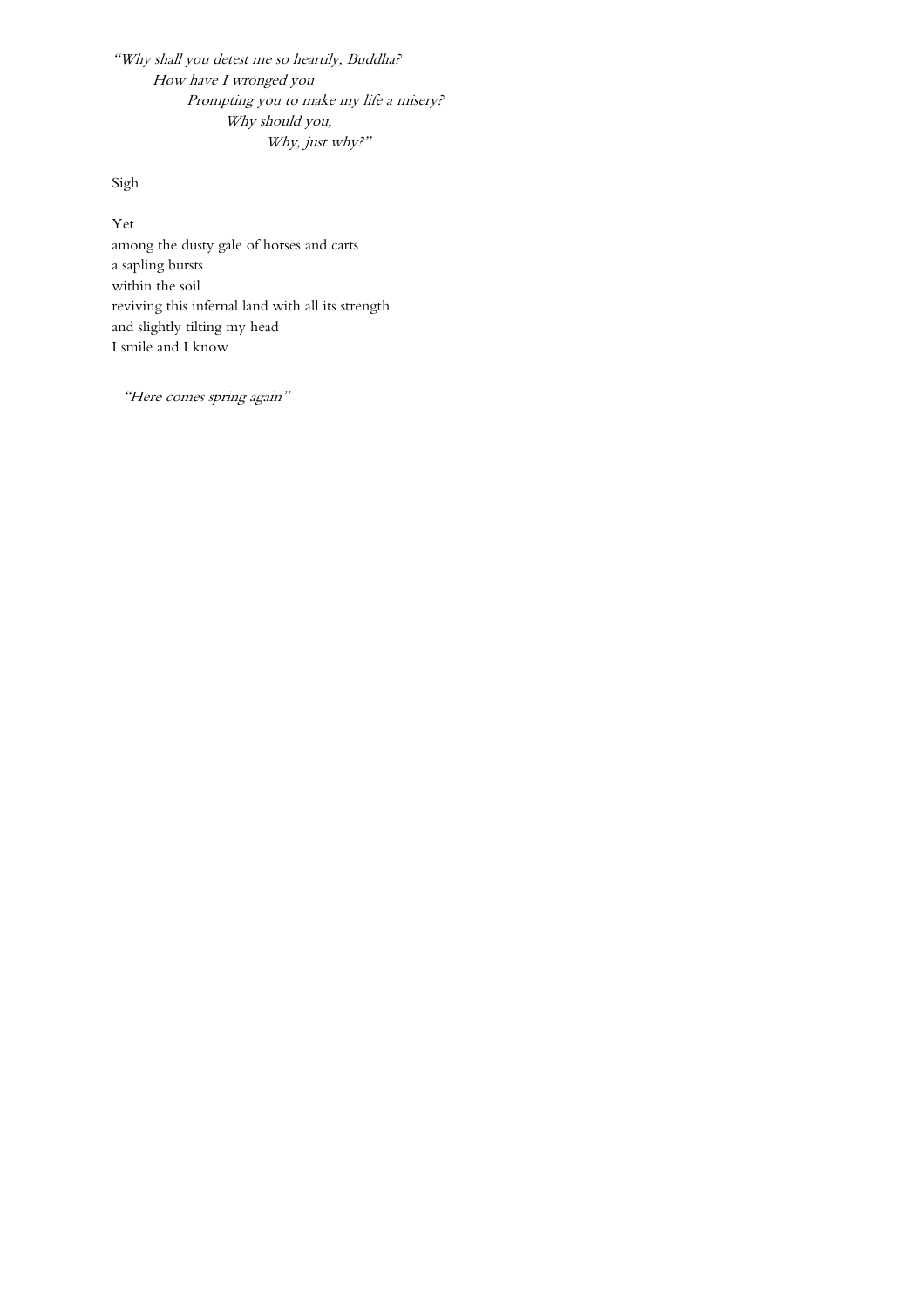*"Why shall you detest me so heartily, Buddha?*  
*How have I wronged you*  
*Prompting you to make my life a misery?*  
*Why should you,*  
*Why, just why?"*

Sigh

Yet  
among the dusty gale of horses and carts  
a sapling bursts  
within the soil  
reviving this infernal land with all its strength  
and slightly tilting my head  
I smile and I know

*"Here comes spring again"*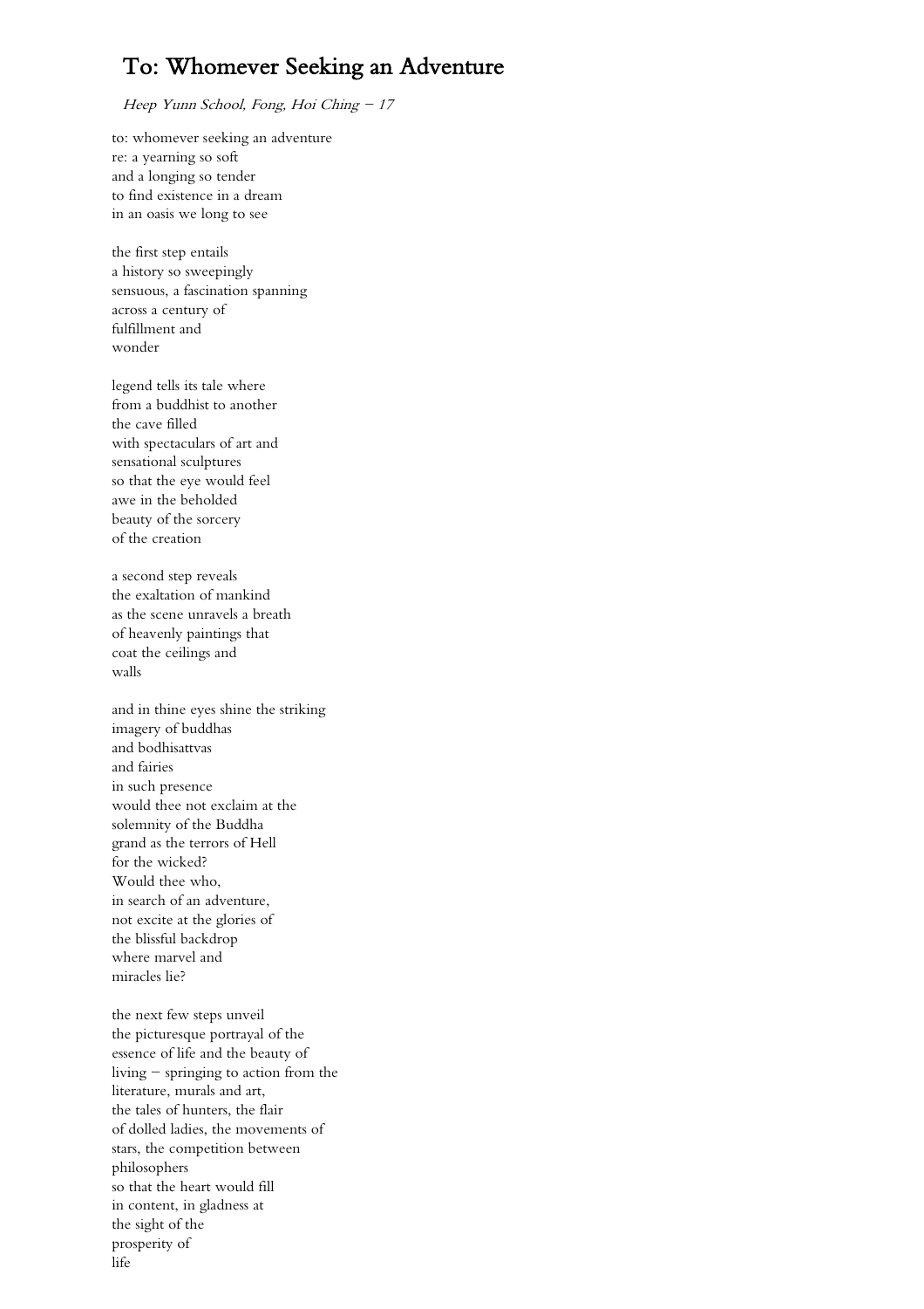# To: Whomever Seeking an Adventure

*Heep Yunn School, Fong, Hoi Ching – 17*

to: whomever seeking an adventure  
re: a yearning so soft  
and a longing so tender  
to find existence in a dream  
in an oasis we long to see

the first step entails  
a history so sweepingly  
sensuous, a fascination spanning  
across a century of  
fulfillment and  
wonder

legend tells its tale where  
from a buddhist to another  
the cave filled  
with spectaculars of art and  
sensational sculptures  
so that the eye would feel  
awe in the beholded  
beauty of the sorcery  
of the creation

a second step reveals  
the exaltation of mankind  
as the scene unravels a breath  
of heavenly paintings that  
coat the ceilings and  
walls

and in thine eyes shine the striking  
imagery of buddhas  
and bodhisattvas  
and fairies  
in such presence  
would thee not exclaim at the  
solemnity of the Buddha  
grand as the terrors of Hell  
for the wicked?  
Would thee who,  
in search of an adventure,  
not excite at the glories of  
the blissful backdrop  
where marvel and  
miracles lie?

the next few steps unveil  
the picturesque portrayal of the  
essence of life and the beauty of  
living – springing to action from the  
literature, murals and art,  
the tales of hunters, the flair  
of dolled ladies, the movements of  
stars, the competition between  
philosophers  
so that the heart would fill  
in content, in gladness at  
the sight of the  
prosperity of  
life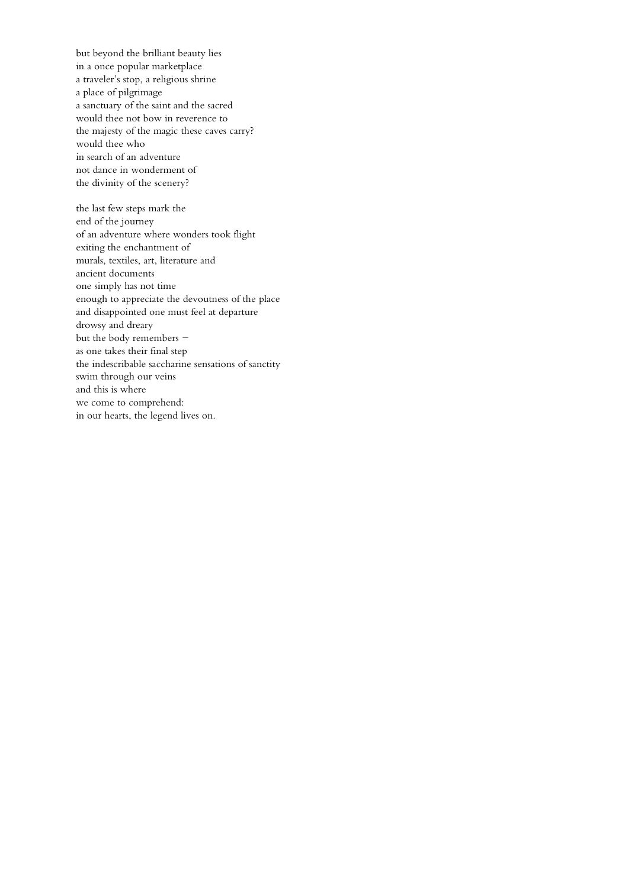but beyond the brilliant beauty lies  
in a once popular marketplace  
a traveler's stop, a religious shrine  
a place of pilgrimage  
a sanctuary of the saint and the sacred  
would thee not bow in reverence to  
the majesty of the magic these caves carry?  
would thee who  
in search of an adventure  
not dance in wonderment of  
the divinity of the scenery?

the last few steps mark the  
end of the journey  
of an adventure where wonders took flight  
exiting the enchantment of  
murals, textiles, art, literature and  
ancient documents  
one simply has not time  
enough to appreciate the devoutness of the place  
and disappointed one must feel at departure  
drowsy and dreary  
but the body remembers –  
as one takes their final step  
the indescribable saccharine sensations of sanctity  
swim through our veins  
and this is where  
we come to comprehend:  
in our hearts, the legend lives on.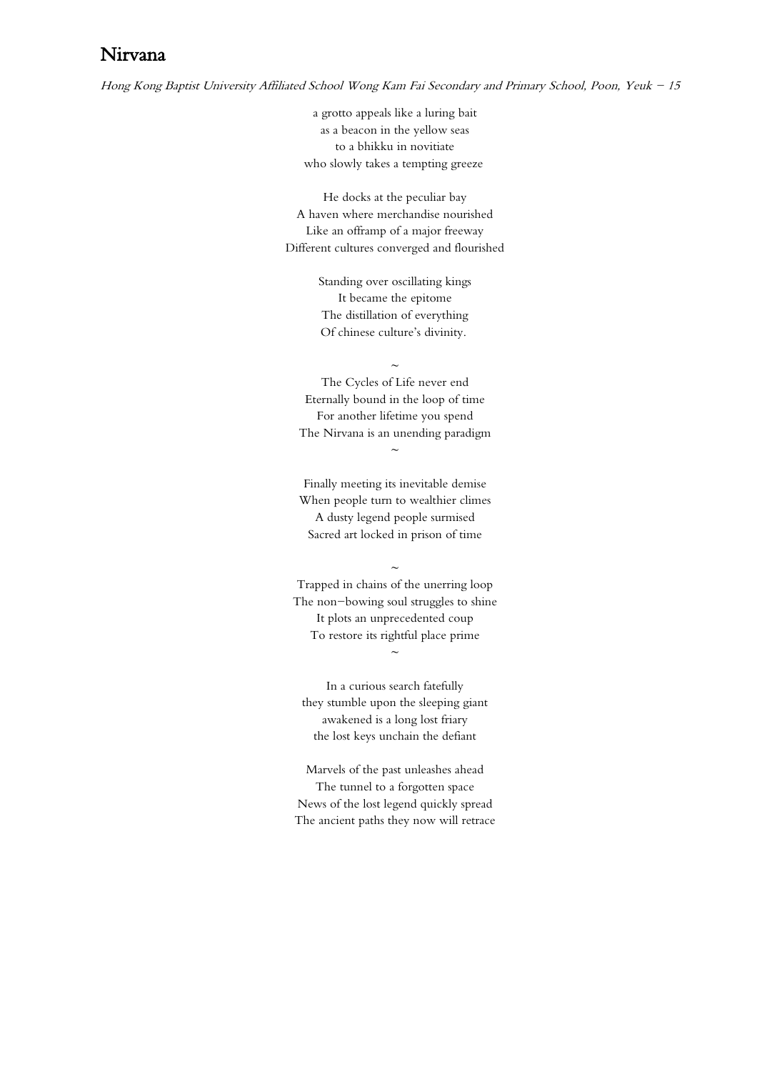# Nirvana

*Hong Kong Baptist University Affiliated School Wong Kam Fai Secondary and Primary School, Poon, Yeuk – 15*

a grotto appeals like a luring bait  
as a beacon in the yellow seas  
to a bhikku in novitiate  
who slowly takes a tempting greeze

He docks at the peculiar bay  
A haven where merchandise nourished  
Like an offramp of a major freeway  
Different cultures converged and flourished

Standing over oscillating kings  
It became the epitome  
The distillation of everything  
Of chinese culture's divinity.

~

The Cycles of Life never end  
Eternally bound in the loop of time  
For another lifetime you spend  
The Nirvana is an unending paradigm

~

Finally meeting its inevitable demise  
When people turn to wealthier climes  
A dusty legend people surmised  
Sacred art locked in prison of time

~

Trapped in chains of the unerring loop  
The non–bowing soul struggles to shine  
It plots an unprecedented coup  
To restore its rightful place prime

~

In a curious search fatefully  
they stumble upon the sleeping giant  
awakened is a long lost friary  
the lost keys unchain the defiant

Marvels of the past unleashes ahead  
The tunnel to a forgotten space  
News of the lost legend quickly spread  
The ancient paths they now will retrace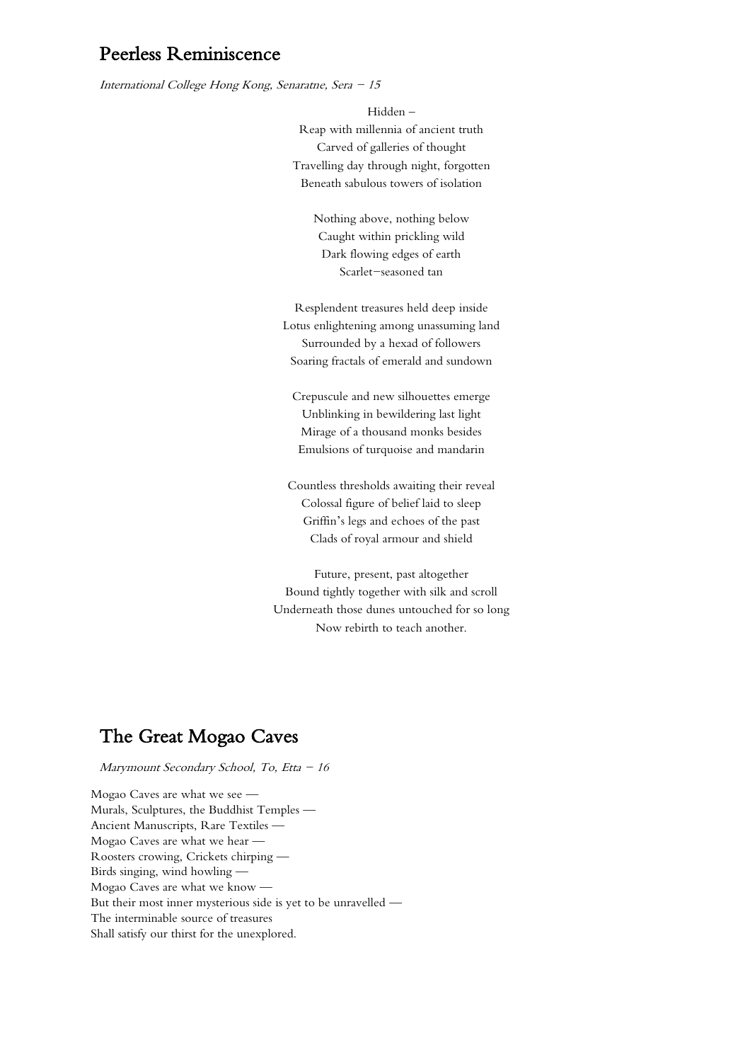## Peerless Reminiscence

*International College Hong Kong, Senaratne, Sera – 15*

Hidden –  
Reap with millennia of ancient truth  
Carved of galleries of thought  
Travelling day through night, forgotten  
Beneath sabulous towers of isolation

Nothing above, nothing below  
Caught within prickling wild  
Dark flowing edges of earth  
Scarlet–seasoned tan

Resplendent treasures held deep inside  
Lotus enlightening among unassuming land  
Surrounded by a hexad of followers  
Soaring fractals of emerald and sundown

Crepuscule and new silhouettes emerge  
Unblinking in bewildering last light  
Mirage of a thousand monks besides  
Emulsions of turquoise and mandarin

Countless thresholds awaiting their reveal  
Colossal figure of belief laid to sleep  
Griffin's legs and echoes of the past  
Clads of royal armour and shield

Future, present, past altogether  
Bound tightly together with silk and scroll  
Underneath those dunes untouched for so long  
Now rebirth to teach another.

## The Great Mogao Caves

*Marymount Secondary School, To, Etta – 16*

Mogao Caves are what we see —  
Murals, Sculptures, the Buddhist Temples —  
Ancient Manuscripts, Rare Textiles —  
Mogao Caves are what we hear —  
Roosters crowing, Crickets chirping —  
Birds singing, wind howling —  
Mogao Caves are what we know —  
But their most inner mysterious side is yet to be unravelled —  
The interminable source of treasures  
Shall satisfy our thirst for the unexplored.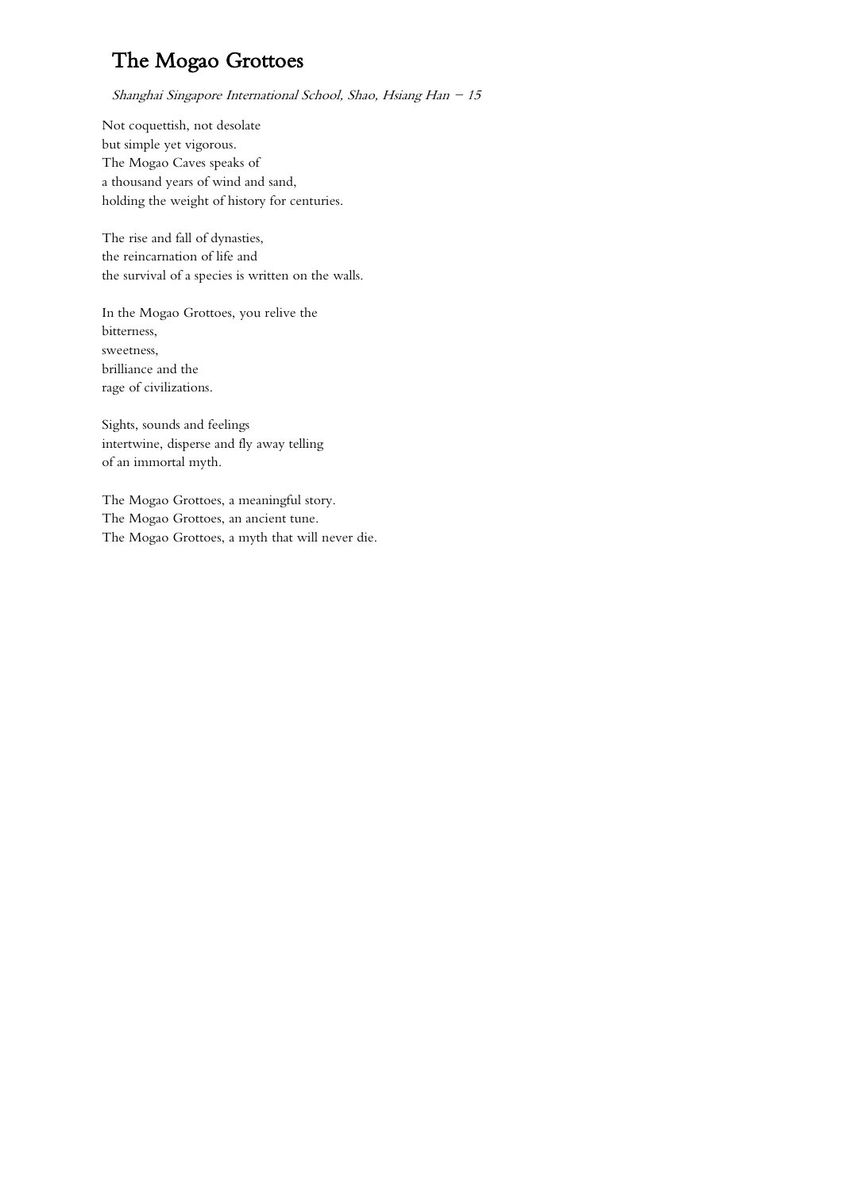# The Mogao Grottoes

*Shanghai Singapore International School, Shao, Hsiang Han – 15*

Not coquettish, not desolate  
but simple yet vigorous.  
The Mogao Caves speaks of  
a thousand years of wind and sand,  
holding the weight of history for centuries.

The rise and fall of dynasties,  
the reincarnation of life and  
the survival of a species is written on the walls.

In the Mogao Grottoes, you relive the  
bitterness,  
sweetness,  
brilliance and the  
rage of civilizations.

Sights, sounds and feelings  
intertwine, disperse and fly away telling  
of an immortal myth.

The Mogao Grottoes, a meaningful story.  
The Mogao Grottoes, an ancient tune.  
The Mogao Grottoes, a myth that will never die.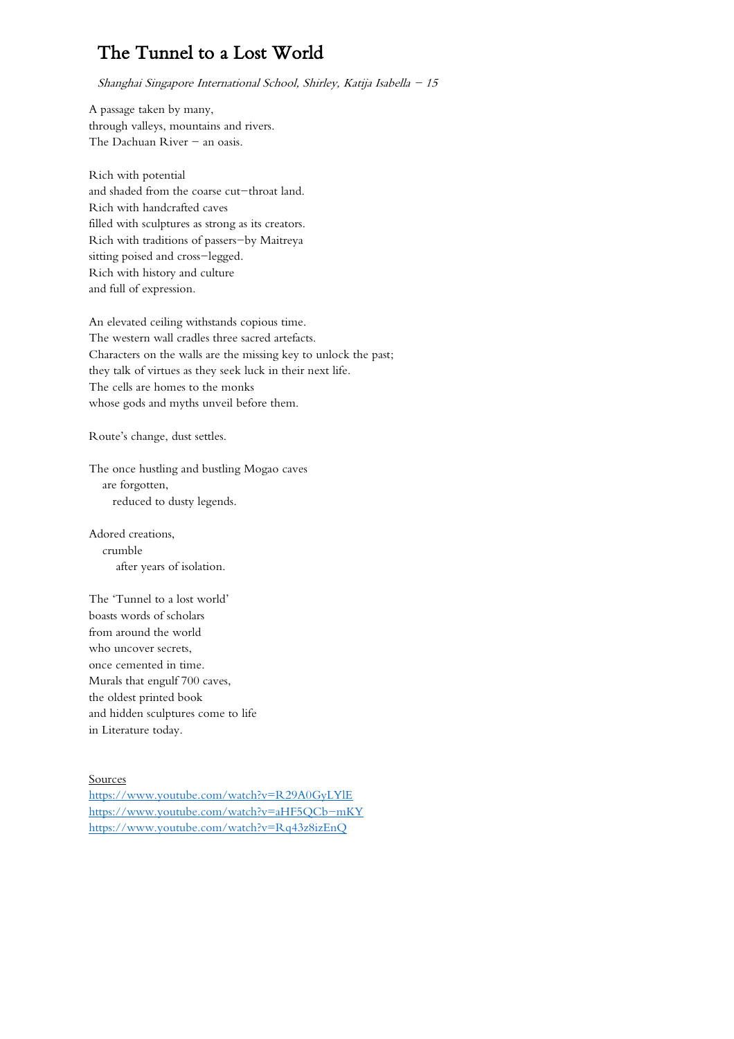# The Tunnel to a Lost World

*Shanghai Singapore International School, Shirley, Katija Isabella – 15*

A passage taken by many,  
through valleys, mountains and rivers.  
The Dachuan River – an oasis.

Rich with potential  
and shaded from the coarse cut-throat land.  
Rich with handcrafted caves  
filled with sculptures as strong as its creators.  
Rich with traditions of passers-by Maitreya  
sitting poised and cross-legged.  
Rich with history and culture  
and full of expression.

An elevated ceiling withstands copious time.  
The western wall cradles three sacred artefacts.  
Characters on the walls are the missing key to unlock the past;  
they talk of virtues as they seek luck in their next life.  
The cells are homes to the monks  
whose gods and myths unveil before them.

Route's change, dust settles.

The once hustling and bustling Mogao caves  
  are forgotten,  
    reduced to dusty legends.

Adored creations,  
  crumble  
    after years of isolation.

The 'Tunnel to a lost world'  
boasts words of scholars  
from around the world  
who uncover secrets,  
once cemented in time.  
Murals that engulf 700 caves,  
the oldest printed book  
and hidden sculptures come to life  
in Literature today.

Sources  
https://www.youtube.com/watch?v=R29A0GyLYlE  
https://www.youtube.com/watch?v=aHF5QCb-mKY  
https://www.youtube.com/watch?v=Rq43z8izEnQ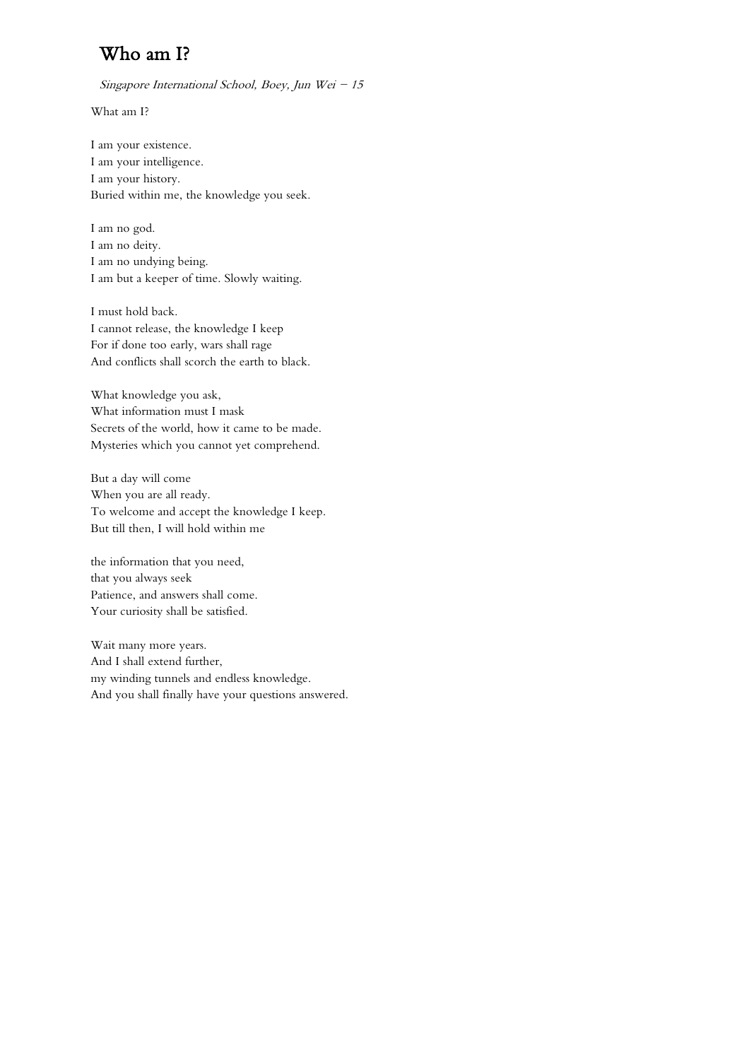# Who am I?

*Singapore International School, Boey, Jun Wei – 15*

What am I?

I am your existence.
I am your intelligence.
I am your history.
Buried within me, the knowledge you seek.

I am no god.
I am no deity.
I am no undying being.
I am but a keeper of time. Slowly waiting.

I must hold back.
I cannot release, the knowledge I keep
For if done too early, wars shall rage
And conflicts shall scorch the earth to black.

What knowledge you ask,
What information must I mask
Secrets of the world, how it came to be made.
Mysteries which you cannot yet comprehend.

But a day will come
When you are all ready.
To welcome and accept the knowledge I keep.
But till then, I will hold within me

the information that you need,
that you always seek
Patience, and answers shall come.
Your curiosity shall be satisfied.

Wait many more years.
And I shall extend further,
my winding tunnels and endless knowledge.
And you shall finally have your questions answered.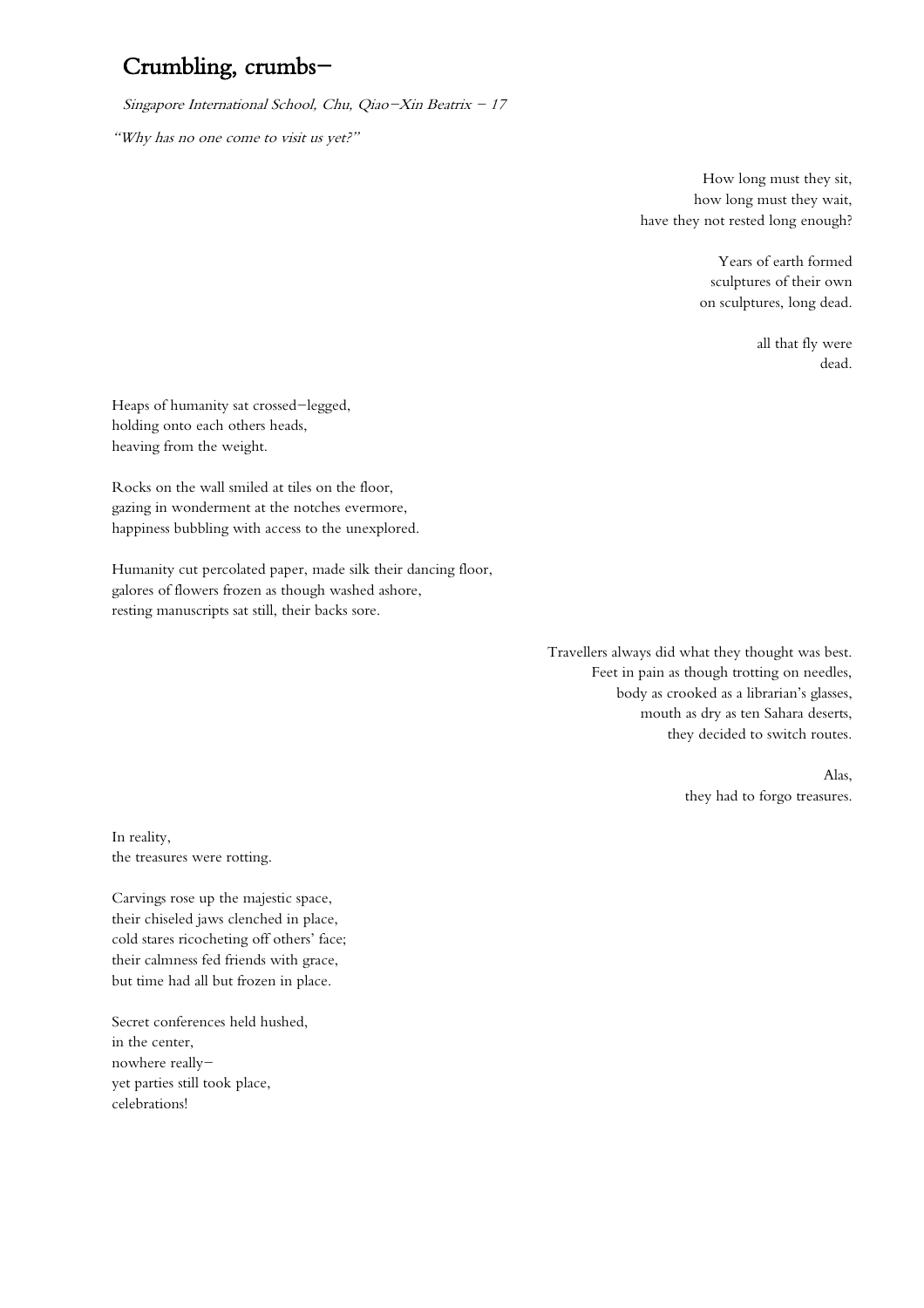# Crumbling, crumbs–

*Singapore International School, Chu, Qiao–Xin Beatrix – 17*

*"Why has no one come to visit us yet?"*

How long must they sit,  
how long must they wait,  
have they not rested long enough?

Years of earth formed  
sculptures of their own  
on sculptures, long dead.

all that fly were  
dead.

Heaps of humanity sat crossed–legged,  
holding onto each others heads,  
heaving from the weight.

Rocks on the wall smiled at tiles on the floor,  
gazing in wonderment at the notches evermore,  
happiness bubbling with access to the unexplored.

Humanity cut percolated paper, made silk their dancing floor,  
galores of flowers frozen as though washed ashore,  
resting manuscripts sat still, their backs sore.

Travellers always did what they thought was best.  
Feet in pain as though trotting on needles,  
body as crooked as a librarian's glasses,  
mouth as dry as ten Sahara deserts,  
they decided to switch routes.

Alas,  
they had to forgo treasures.

In reality,  
the treasures were rotting.

Carvings rose up the majestic space,  
their chiseled jaws clenched in place,  
cold stares ricocheting off others' face;  
their calmness fed friends with grace,  
but time had all but frozen in place.

Secret conferences held hushed,  
in the center,  
nowhere really–  
yet parties still took place,  
celebrations!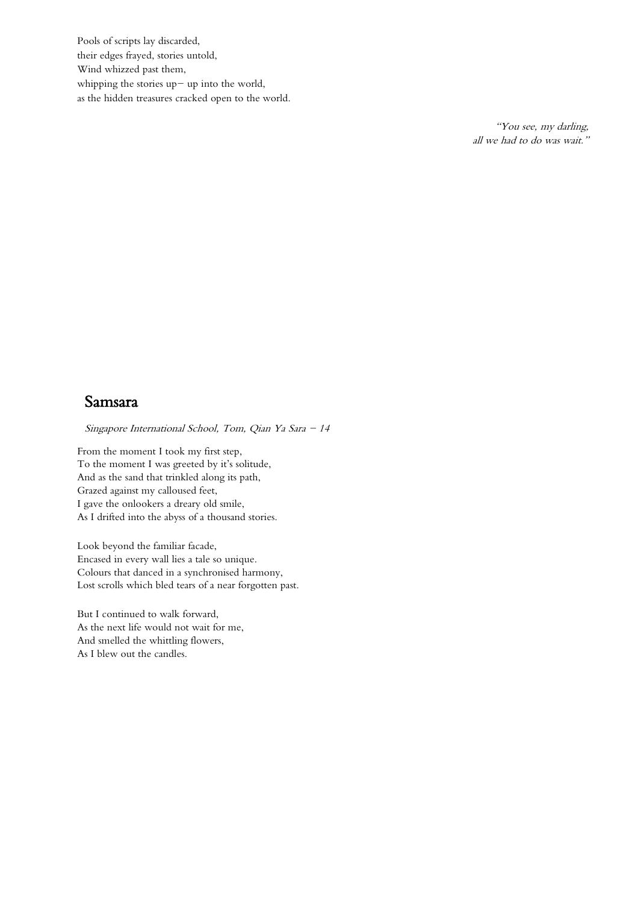Pools of scripts lay discarded,
their edges frayed, stories untold,
Wind whizzed past them,
whipping the stories up– up into the world,
as the hidden treasures cracked open to the world.

*"You see, my darling,
all we had to do was wait."*

## Samsara

*Singapore International School, Tom, Qian Ya Sara – 14*

From the moment I took my first step,
To the moment I was greeted by it's solitude,
And as the sand that trinkled along its path,
Grazed against my calloused feet,
I gave the onlookers a dreary old smile,
As I drifted into the abyss of a thousand stories.

Look beyond the familiar facade,
Encased in every wall lies a tale so unique.
Colours that danced in a synchronised harmony,
Lost scrolls which bled tears of a near forgotten past.

But I continued to walk forward,
As the next life would not wait for me,
And smelled the whittling flowers,
As I blew out the candles.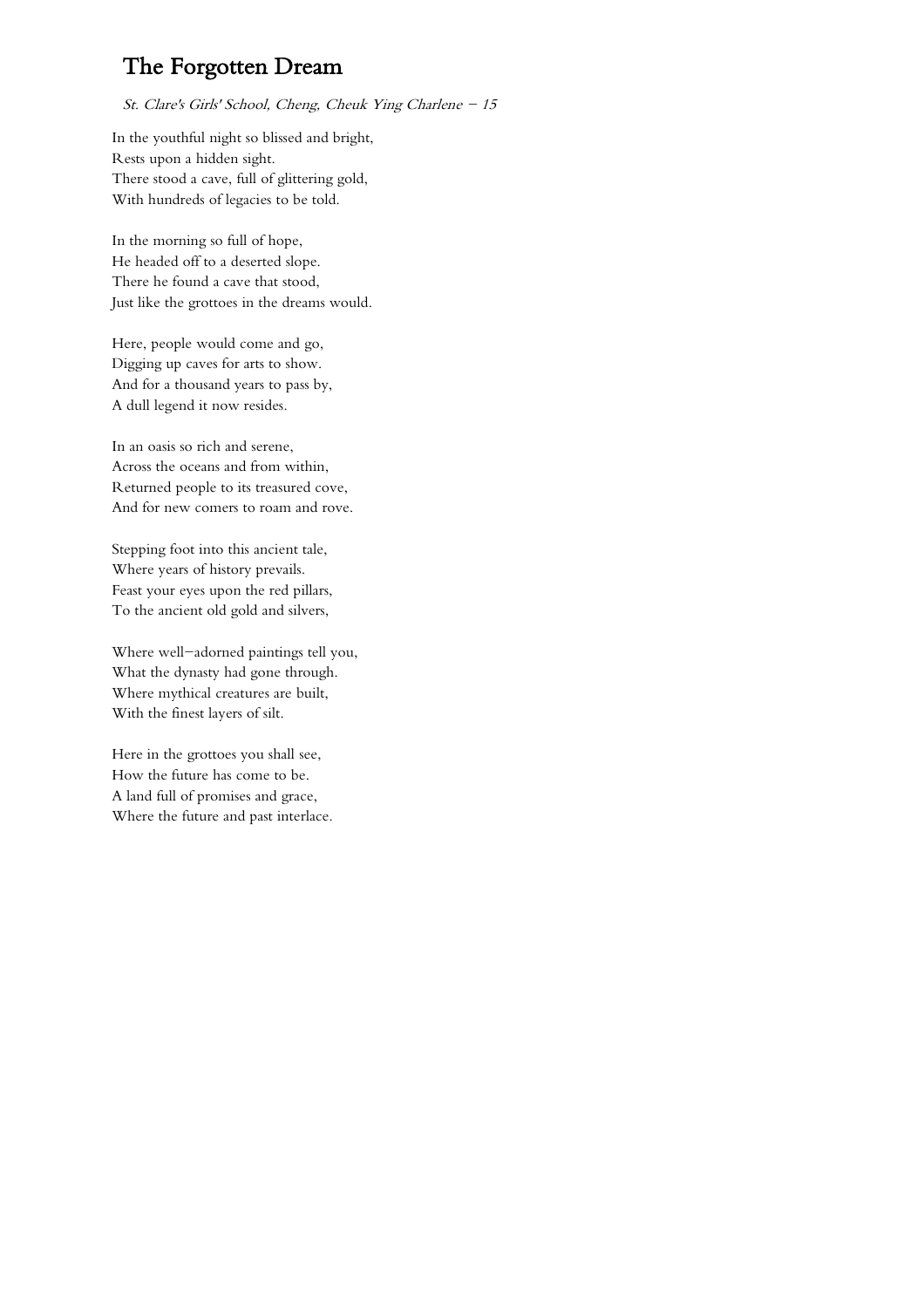# The Forgotten Dream

*St. Clare's Girls' School, Cheng, Cheuk Ying Charlene – 15*

In the youthful night so blissed and bright,
Rests upon a hidden sight.
There stood a cave, full of glittering gold,
With hundreds of legacies to be told.

In the morning so full of hope,
He headed off to a deserted slope.
There he found a cave that stood,
Just like the grottoes in the dreams would.

Here, people would come and go,
Digging up caves for arts to show.
And for a thousand years to pass by,
A dull legend it now resides.

In an oasis so rich and serene,
Across the oceans and from within,
Returned people to its treasured cove,
And for new comers to roam and rove.

Stepping foot into this ancient tale,
Where years of history prevails.
Feast your eyes upon the red pillars,
To the ancient old gold and silvers,

Where well–adorned paintings tell you,
What the dynasty had gone through.
Where mythical creatures are built,
With the finest layers of silt.

Here in the grottoes you shall see,
How the future has come to be.
A land full of promises and grace,
Where the future and past interlace.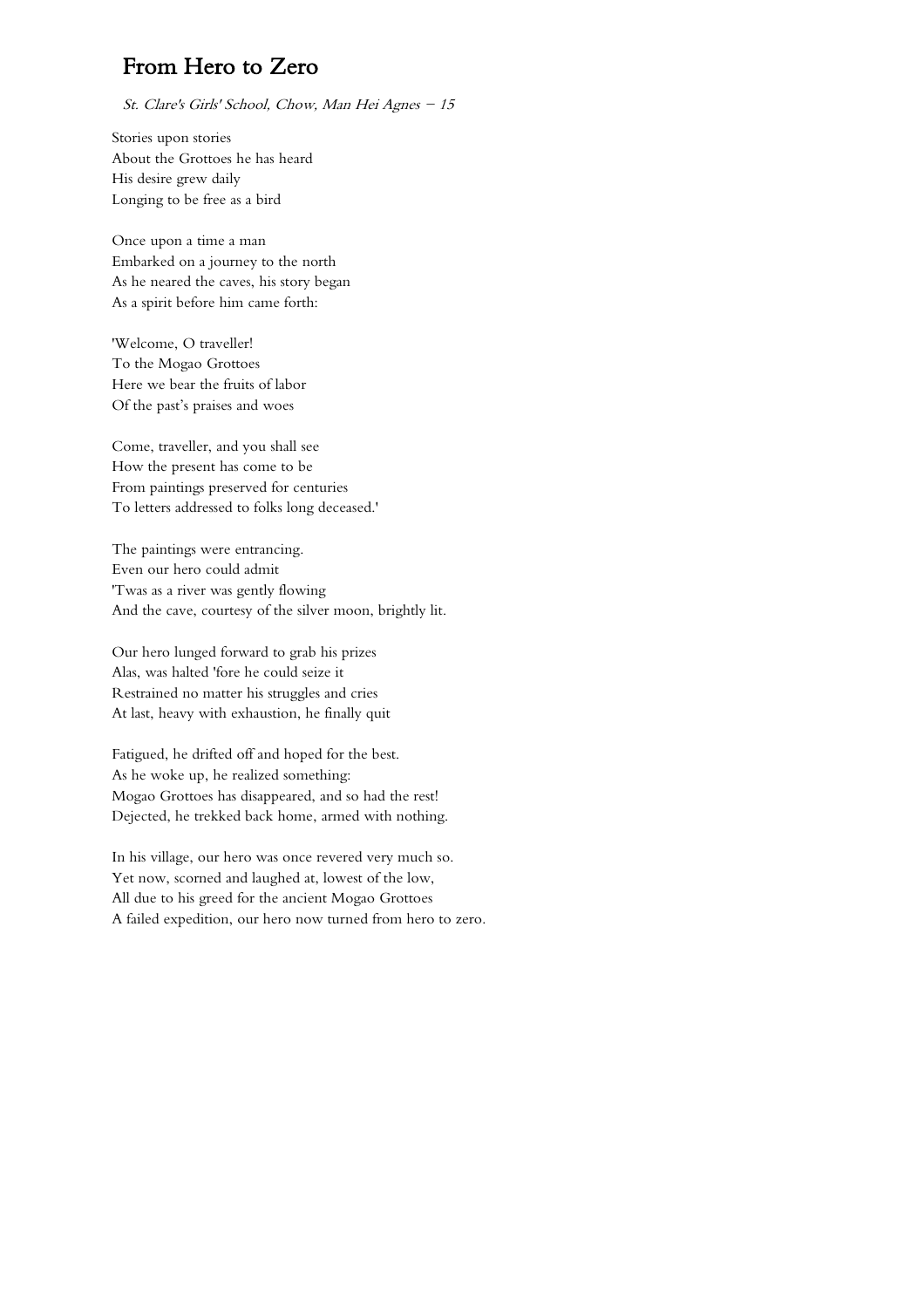# From Hero to Zero

*St. Clare's Girls' School, Chow, Man Hei Agnes – 15*

Stories upon stories  
About the Grottoes he has heard  
His desire grew daily  
Longing to be free as a bird

Once upon a time a man  
Embarked on a journey to the north  
As he neared the caves, his story began  
As a spirit before him came forth:

'Welcome, O traveller!  
To the Mogao Grottoes  
Here we bear the fruits of labor  
Of the past's praises and woes

Come, traveller, and you shall see  
How the present has come to be  
From paintings preserved for centuries  
To letters addressed to folks long deceased.'

The paintings were entrancing.  
Even our hero could admit  
'Twas as a river was gently flowing  
And the cave, courtesy of the silver moon, brightly lit.

Our hero lunged forward to grab his prizes  
Alas, was halted 'fore he could seize it  
Restrained no matter his struggles and cries  
At last, heavy with exhaustion, he finally quit

Fatigued, he drifted off and hoped for the best.  
As he woke up, he realized something:  
Mogao Grottoes has disappeared, and so had the rest!  
Dejected, he trekked back home, armed with nothing.

In his village, our hero was once revered very much so.  
Yet now, scorned and laughed at, lowest of the low,  
All due to his greed for the ancient Mogao Grottoes  
A failed expedition, our hero now turned from hero to zero.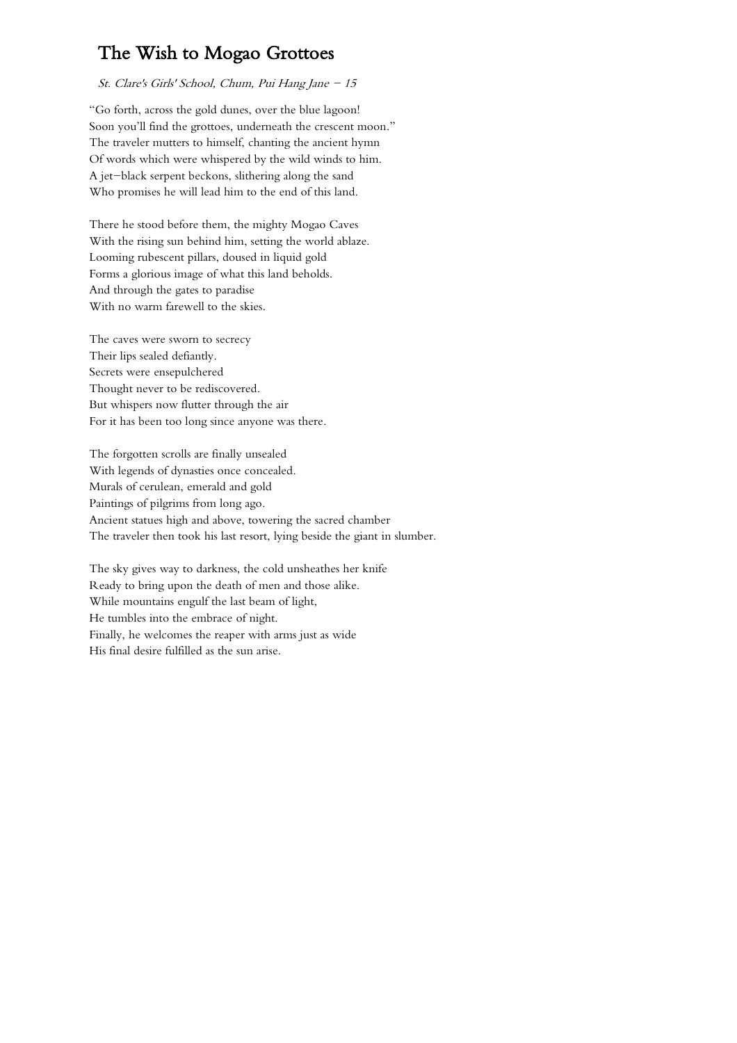# The Wish to Mogao Grottoes

*St. Clare's Girls' School, Chum, Pui Hang Jane – 15*

"Go forth, across the gold dunes, over the blue lagoon!
Soon you'll find the grottoes, underneath the crescent moon."
The traveler mutters to himself, chanting the ancient hymn
Of words which were whispered by the wild winds to him.
A jet–black serpent beckons, slithering along the sand
Who promises he will lead him to the end of this land.

There he stood before them, the mighty Mogao Caves
With the rising sun behind him, setting the world ablaze.
Looming rubescent pillars, doused in liquid gold
Forms a glorious image of what this land beholds.
And through the gates to paradise
With no warm farewell to the skies.

The caves were sworn to secrecy
Their lips sealed defiantly.
Secrets were ensepulchered
Thought never to be rediscovered.
But whispers now flutter through the air
For it has been too long since anyone was there.

The forgotten scrolls are finally unsealed
With legends of dynasties once concealed.
Murals of cerulean, emerald and gold
Paintings of pilgrims from long ago.
Ancient statues high and above, towering the sacred chamber
The traveler then took his last resort, lying beside the giant in slumber.

The sky gives way to darkness, the cold unsheathes her knife
Ready to bring upon the death of men and those alike.
While mountains engulf the last beam of light,
He tumbles into the embrace of night.
Finally, he welcomes the reaper with arms just as wide
His final desire fulfilled as the sun arise.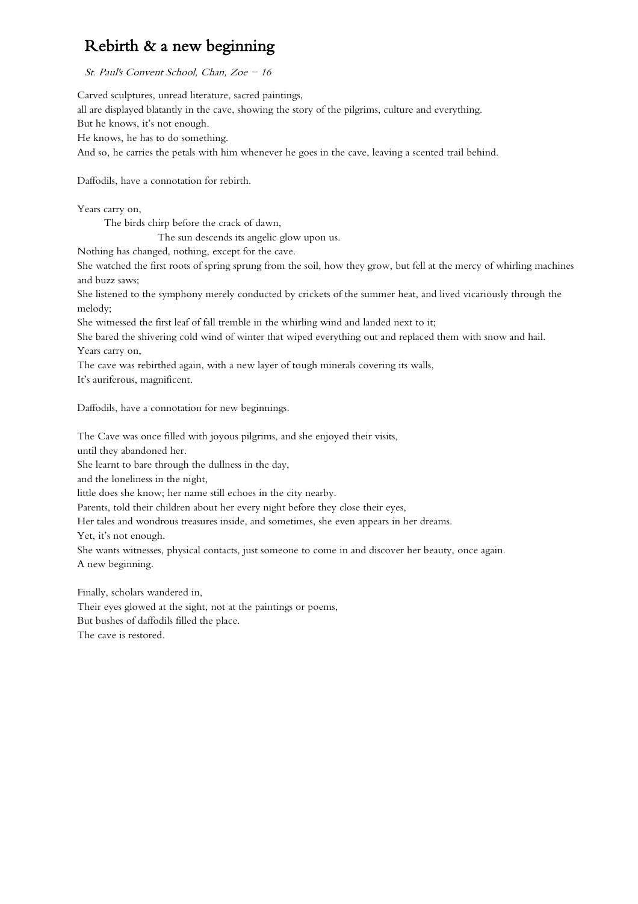# Rebirth & a new beginning

*St. Paul's Convent School, Chan, Zoe – 16*

Carved sculptures, unread literature, sacred paintings,
all are displayed blatantly in the cave, showing the story of the pilgrims, culture and everything.
But he knows, it's not enough.
He knows, he has to do something.
And so, he carries the petals with him whenever he goes in the cave, leaving a scented trail behind.

Daffodils, have a connotation for rebirth.

Years carry on,
&nbsp;&nbsp;&nbsp;&nbsp;&nbsp;&nbsp;&nbsp;&nbsp;The birds chirp before the crack of dawn,
&nbsp;&nbsp;&nbsp;&nbsp;&nbsp;&nbsp;&nbsp;&nbsp;&nbsp;&nbsp;&nbsp;&nbsp;&nbsp;&nbsp;&nbsp;&nbsp;&nbsp;&nbsp;&nbsp;&nbsp;&nbsp;&nbsp;&nbsp;&nbsp;The sun descends its angelic glow upon us.
Nothing has changed, nothing, except for the cave.
She watched the first roots of spring sprung from the soil, how they grow, but fell at the mercy of whirling machines and buzz saws;
She listened to the symphony merely conducted by crickets of the summer heat, and lived vicariously through the melody;
She witnessed the first leaf of fall tremble in the whirling wind and landed next to it;
She bared the shivering cold wind of winter that wiped everything out and replaced them with snow and hail.
Years carry on,
The cave was rebirthed again, with a new layer of tough minerals covering its walls,
It's auriferous, magnificent.

Daffodils, have a connotation for new beginnings.

The Cave was once filled with joyous pilgrims, and she enjoyed their visits,
until they abandoned her.
She learnt to bare through the dullness in the day,
and the loneliness in the night,
little does she know; her name still echoes in the city nearby.
Parents, told their children about her every night before they close their eyes,
Her tales and wondrous treasures inside, and sometimes, she even appears in her dreams.
Yet, it's not enough.
She wants witnesses, physical contacts, just someone to come in and discover her beauty, once again.
A new beginning.

Finally, scholars wandered in,
Their eyes glowed at the sight, not at the paintings or poems,
But bushes of daffodils filled the place.
The cave is restored.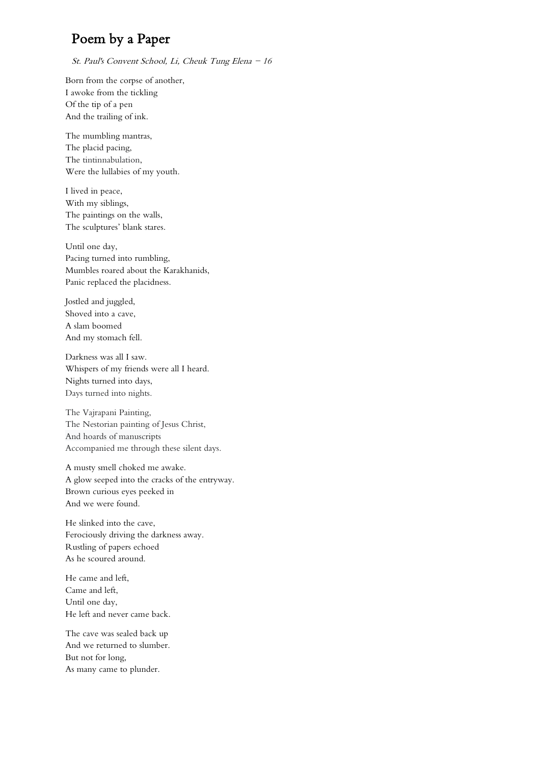# Poem by a Paper

*St. Paul's Convent School, Li, Cheuk Tung Elena – 16*

Born from the corpse of another,  
I awoke from the tickling  
Of the tip of a pen  
And the trailing of ink.

The mumbling mantras,  
The placid pacing,  
The tintinnabulation,  
Were the lullabies of my youth.

I lived in peace,  
With my siblings,  
The paintings on the walls,  
The sculptures' blank stares.

Until one day,  
Pacing turned into rumbling,  
Mumbles roared about the Karakhanids,  
Panic replaced the placidness.

Jostled and juggled,  
Shoved into a cave,  
A slam boomed  
And my stomach fell.

Darkness was all I saw.  
Whispers of my friends were all I heard.  
Nights turned into days,  
Days turned into nights.

The Vajrapani Painting,  
The Nestorian painting of Jesus Christ,  
And hoards of manuscripts  
Accompanied me through these silent days.

A musty smell choked me awake.  
A glow seeped into the cracks of the entryway.  
Brown curious eyes peeked in  
And we were found.

He slinked into the cave,  
Ferociously driving the darkness away.  
Rustling of papers echoed  
As he scoured around.

He came and left,  
Came and left,  
Until one day,  
He left and never came back.

The cave was sealed back up  
And we returned to slumber.  
But not for long,  
As many came to plunder.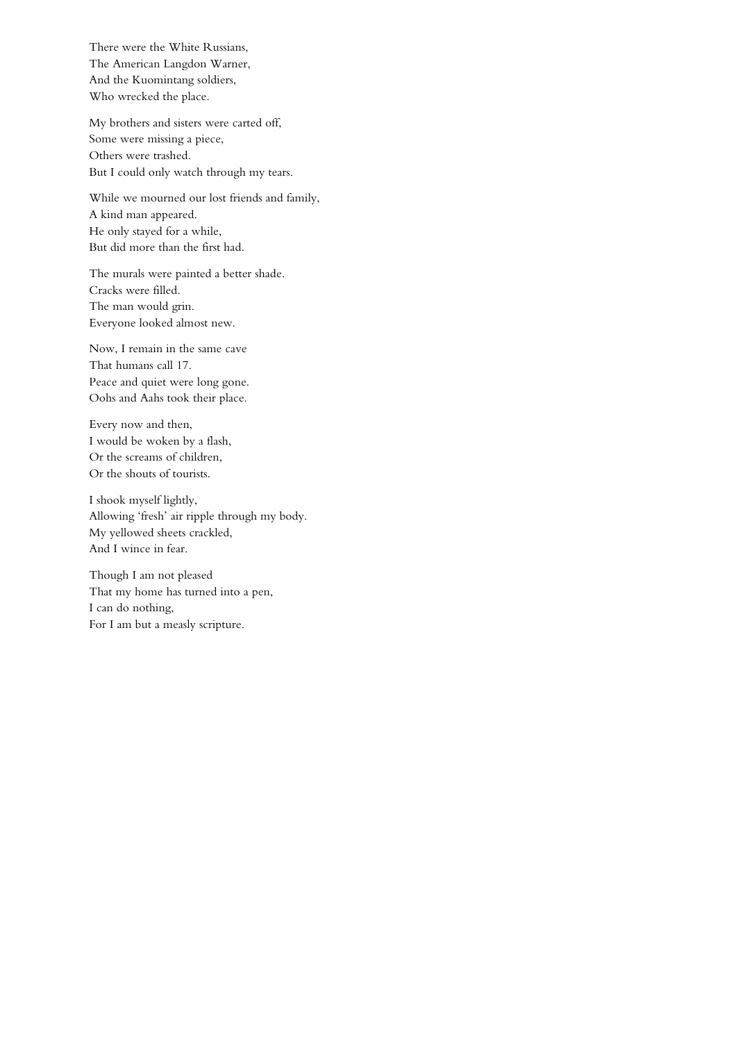There were the White Russians,  
The American Langdon Warner,  
And the Kuomintang soldiers,  
Who wrecked the place.

My brothers and sisters were carted off,  
Some were missing a piece,  
Others were trashed.  
But I could only watch through my tears.

While we mourned our lost friends and family,  
A kind man appeared.  
He only stayed for a while,  
But did more than the first had.

The murals were painted a better shade.  
Cracks were filled.  
The man would grin.  
Everyone looked almost new.

Now, I remain in the same cave  
That humans call 17.  
Peace and quiet were long gone.  
Oohs and Aahs took their place.

Every now and then,  
I would be woken by a flash,  
Or the screams of children,  
Or the shouts of tourists.

I shook myself lightly,  
Allowing 'fresh' air ripple through my body.  
My yellowed sheets crackled,  
And I wince in fear.

Though I am not pleased  
That my home has turned into a pen,  
I can do nothing,  
For I am but a measly scripture.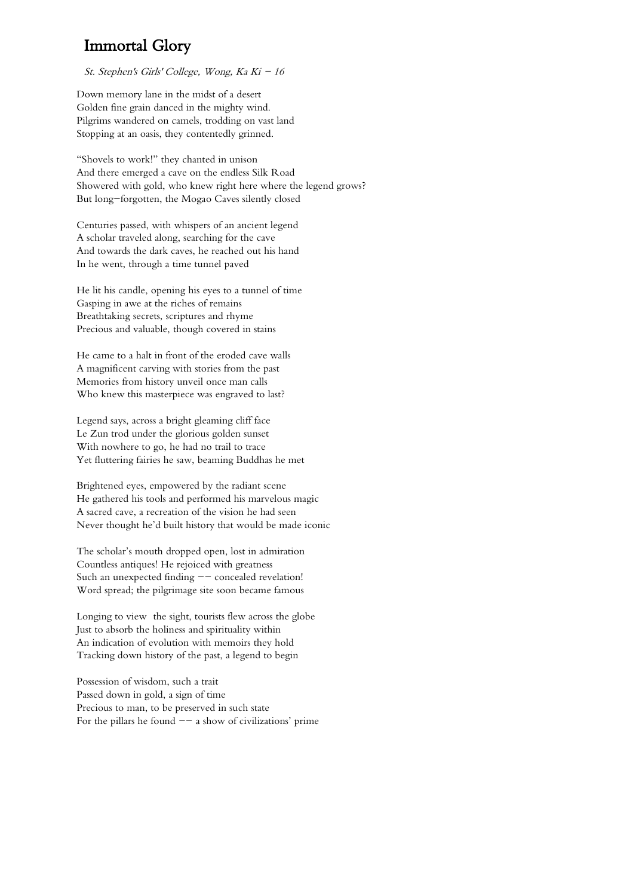# Immortal Glory

*St. Stephen's Girls' College, Wong, Ka Ki – 16*

Down memory lane in the midst of a desert
Golden fine grain danced in the mighty wind.
Pilgrims wandered on camels, trodding on vast land
Stopping at an oasis, they contentedly grinned.

"Shovels to work!" they chanted in unison
And there emerged a cave on the endless Silk Road
Showered with gold, who knew right here where the legend grows?
But long–forgotten, the Mogao Caves silently closed

Centuries passed, with whispers of an ancient legend
A scholar traveled along, searching for the cave
And towards the dark caves, he reached out his hand
In he went, through a time tunnel paved

He lit his candle, opening his eyes to a tunnel of time
Gasping in awe at the riches of remains
Breathtaking secrets, scriptures and rhyme
Precious and valuable, though covered in stains

He came to a halt in front of the eroded cave walls
A magnificent carving with stories from the past
Memories from history unveil once man calls
Who knew this masterpiece was engraved to last?

Legend says, across a bright gleaming cliff face
Le Zun trod under the glorious golden sunset
With nowhere to go, he had no trail to trace
Yet fluttering fairies he saw, beaming Buddhas he met

Brightened eyes, empowered by the radiant scene
He gathered his tools and performed his marvelous magic
A sacred cave, a recreation of the vision he had seen
Never thought he'd built history that would be made iconic

The scholar's mouth dropped open, lost in admiration
Countless antiques! He rejoiced with greatness
Such an unexpected finding –– concealed revelation!
Word spread; the pilgrimage site soon became famous

Longing to view the sight, tourists flew across the globe
Just to absorb the holiness and spirituality within
An indication of evolution with memoirs they hold
Tracking down history of the past, a legend to begin

Possession of wisdom, such a trait
Passed down in gold, a sign of time
Precious to man, to be preserved in such state
For the pillars he found –– a show of civilizations' prime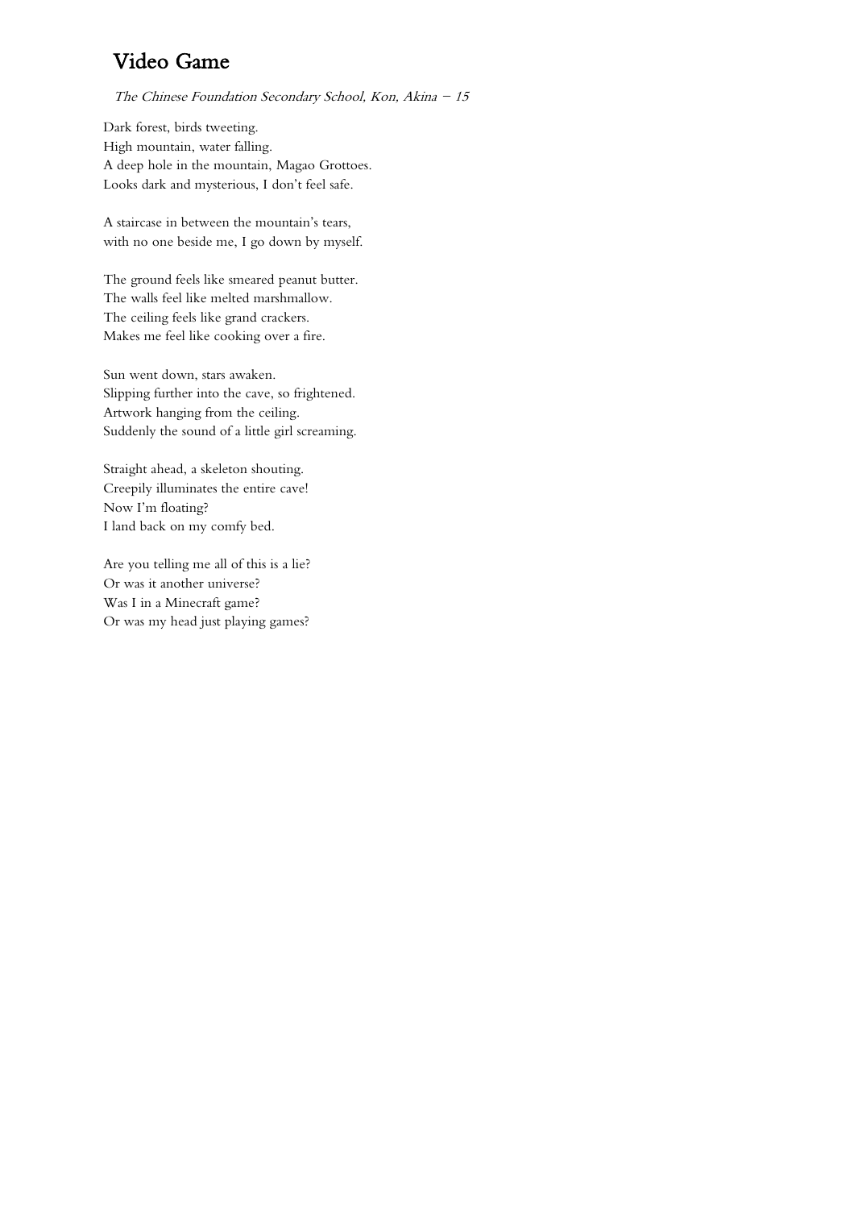# Video Game

*The Chinese Foundation Secondary School, Kon, Akina – 15*

Dark forest, birds tweeting.
High mountain, water falling.
A deep hole in the mountain, Magao Grottoes.
Looks dark and mysterious, I don't feel safe.

A staircase in between the mountain's tears,
with no one beside me, I go down by myself.

The ground feels like smeared peanut butter.
The walls feel like melted marshmallow.
The ceiling feels like grand crackers.
Makes me feel like cooking over a fire.

Sun went down, stars awaken.
Slipping further into the cave, so frightened.
Artwork hanging from the ceiling.
Suddenly the sound of a little girl screaming.

Straight ahead, a skeleton shouting.
Creepily illuminates the entire cave!
Now I'm floating?
I land back on my comfy bed.

Are you telling me all of this is a lie?
Or was it another universe?
Was I in a Minecraft game?
Or was my head just playing games?